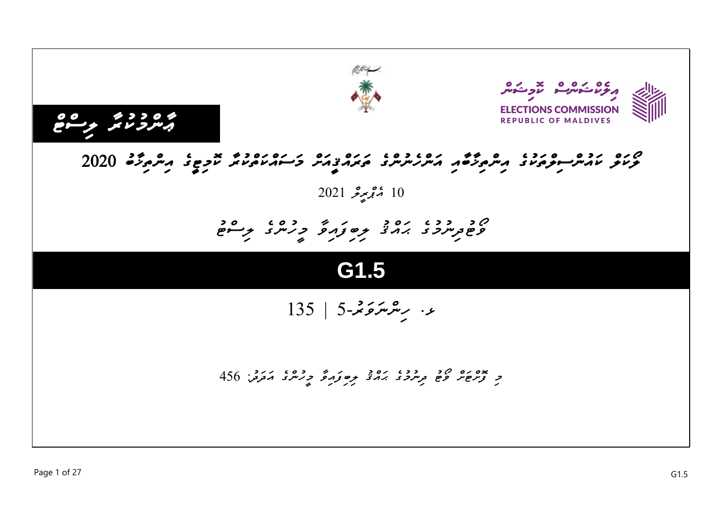އިލެކްޝަންސް ކޮމިޝަން

ELECTIONS COMMISSION
REPUBLIC OF MALDIVES

އަންމުކުރާ ލިސްޓު

# ލޯކަލް ކައުންސިލްތަކުގެ އިންތިޚާބާއި އަންހެނުންގެ ތަރައްޤީއަށް މަސައްކަތްކުރާ ކޮމިޓީގެ އިންތިޚާބު 2020

10 އޭޕްރިލް 2021

## ވޯޓުދިނުމުގެ ހައްޤު ލިބިފައިވާ މީހުންގެ ލިސްޓު

# G1.5

## ގ. ހިންނަވަރު-5 | 135

މި ފޯމްބަރ ވޯޓު ދިނުމުގެ ހައްޤު ލިބިފައިވާ މީހުންގެ އަދަދު: 456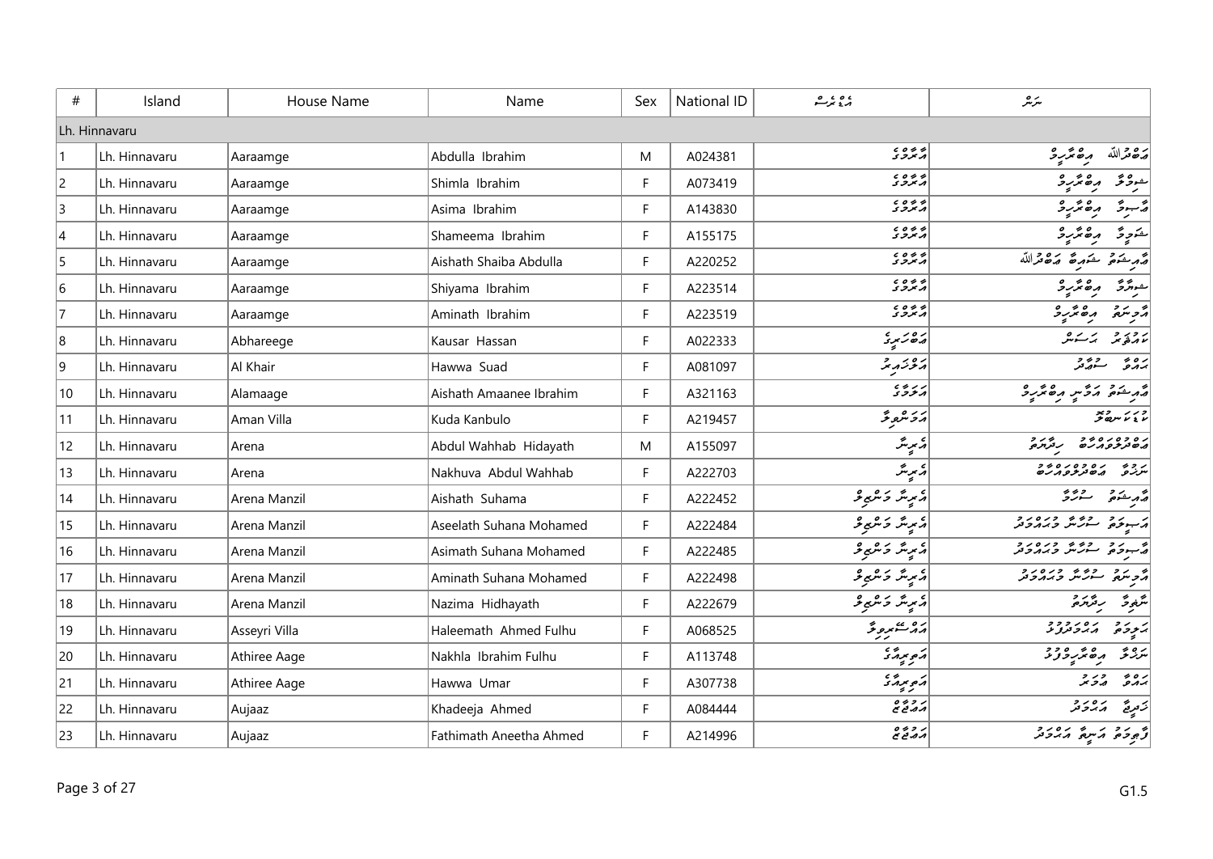| # | Island | House Name | Name | Sex | National ID | ގެއުގެ ނަން | ނަން |
|---|---|---|---|---|---|---|---|
| Lh. Hinnavaru | | | | | | | |
| 1 | Lh. Hinnavaru | Aaraamge | Abdulla Ibrahim | M | A024381 | އާރާމްގެ | އަބްދުﷲ އިބްރާހީމް |
| 2 | Lh. Hinnavaru | Aaraamge | Shimla Ibrahim | F | A073419 | އާރާމްގެ | ޝިމްލާ އިބްރާހީމް |
| 3 | Lh. Hinnavaru | Aaraamge | Asima Ibrahim | F | A143830 | އާރާމްގެ | އާސިމާ އިބްރާހީމް |
| 4 | Lh. Hinnavaru | Aaraamge | Shameema Ibrahim | F | A155175 | އާރާމްގެ | ޝަމީމާ އިބްރާހީމް |
| 5 | Lh. Hinnavaru | Aaraamge | Aishath Shaiba Abdulla | F | A220252 | އާރާމްގެ | އާއިޝަތު ޝައިބާ އަބްދުﷲ |
| 6 | Lh. Hinnavaru | Aaraamge | Shiyama Ibrahim | F | A223514 | އާރާމްގެ | ޝިޔާމާ އިބްރާހީމް |
| 7 | Lh. Hinnavaru | Aaraamge | Aminath Ibrahim | F | A223519 | އާރާމްގެ | އާމިނަތު އިބްރާހީމް |
| 8 | Lh. Hinnavaru | Abhareege | Kausar Hassan | F | A022333 | އަބަރީގެ | ކައުސަރު ހަސަން |
| 9 | Lh. Hinnavaru | Al Khair | Hawwa Suad | F | A081097 | އަލްހައިރު | ހައްވާ ސުއާދު |
| 10 | Lh. Hinnavaru | Alamaage | Aishath Amaanee Ibrahim | F | A321163 | އަލަމާގެ | އާއިޝަތު އަމާނީ އިބްރާހީމް |
| 11 | Lh. Hinnavaru | Aman Villa | Kuda Kanbulo | F | A219457 | އަމަންވިލާ | ކުޑަކަނބުލޯ |
| 12 | Lh. Hinnavaru | Arena | Abdul Wahhab Hidayath | M | A155097 | އެރީނާ | އަބްދުލްވައްހާބު ހިދާޔަތު |
| 13 | Lh. Hinnavaru | Arena | Nakhuva Abdul Wahhab | F | A222703 | އެރީނާ | ނަޚުވާ އަބްދުލްވައްހާބު |
| 14 | Lh. Hinnavaru | Arena Manzil | Aishath Suhama | F | A222452 | އެރީނާ މަންޒިލް | އާއިޝަތު ސުހާމާ |
| 15 | Lh. Hinnavaru | Arena Manzil | Aseelath Suhana Mohamed | F | A222484 | އެރީނާ މަންޒިލް | އަސީލަތު ސުހާނާ މުޙައްމަދު |
| 16 | Lh. Hinnavaru | Arena Manzil | Asimath Suhana Mohamed | F | A222485 | އެރީނާ މަންޒިލް | އާސިމަތު ސުހާނާ މުޙައްމަދު |
| 17 | Lh. Hinnavaru | Arena Manzil | Aminath Suhana Mohamed | F | A222498 | އެރީނާ މަންޒިލް | އާމިނަތު ސުހާނާ މުޙައްމަދު |
| 18 | Lh. Hinnavaru | Arena Manzil | Nazima Hidhayath | F | A222679 | އެރީނާ މަންޒިލް | ނާޒިމާ ހިދާޔަތު |
| 19 | Lh. Hinnavaru | Asseyri Villa | Haleemath Ahmed Fulhu | F | A068525 | އައްސޭރިވިލާ | ހަލީމަތު އަހްމަދުފުޅު |
| 20 | Lh. Hinnavaru | Athiree Aage | Nakhla Ibrahim Fulhu | F | A113748 | އަތިރީއާގެ | ނަޚްލާ އިބްރާހީމްފުޅު |
| 21 | Lh. Hinnavaru | Athiree Aage | Hawwa Umar | F | A307738 | އަތިރީއާގެ | ހައްވާ އުމަރު |
| 22 | Lh. Hinnavaru | Aujaaz | Khadeeja Ahmed | F | A084444 | އައުޖާޒު | ޚަދީޖާ އަހްމަދު |
| 23 | Lh. Hinnavaru | Aujaaz | Fathimath Aneetha Ahmed | F | A214996 | އައުޖާޒު | ފާތިމަތު އަނީތާ އަހްމަދު |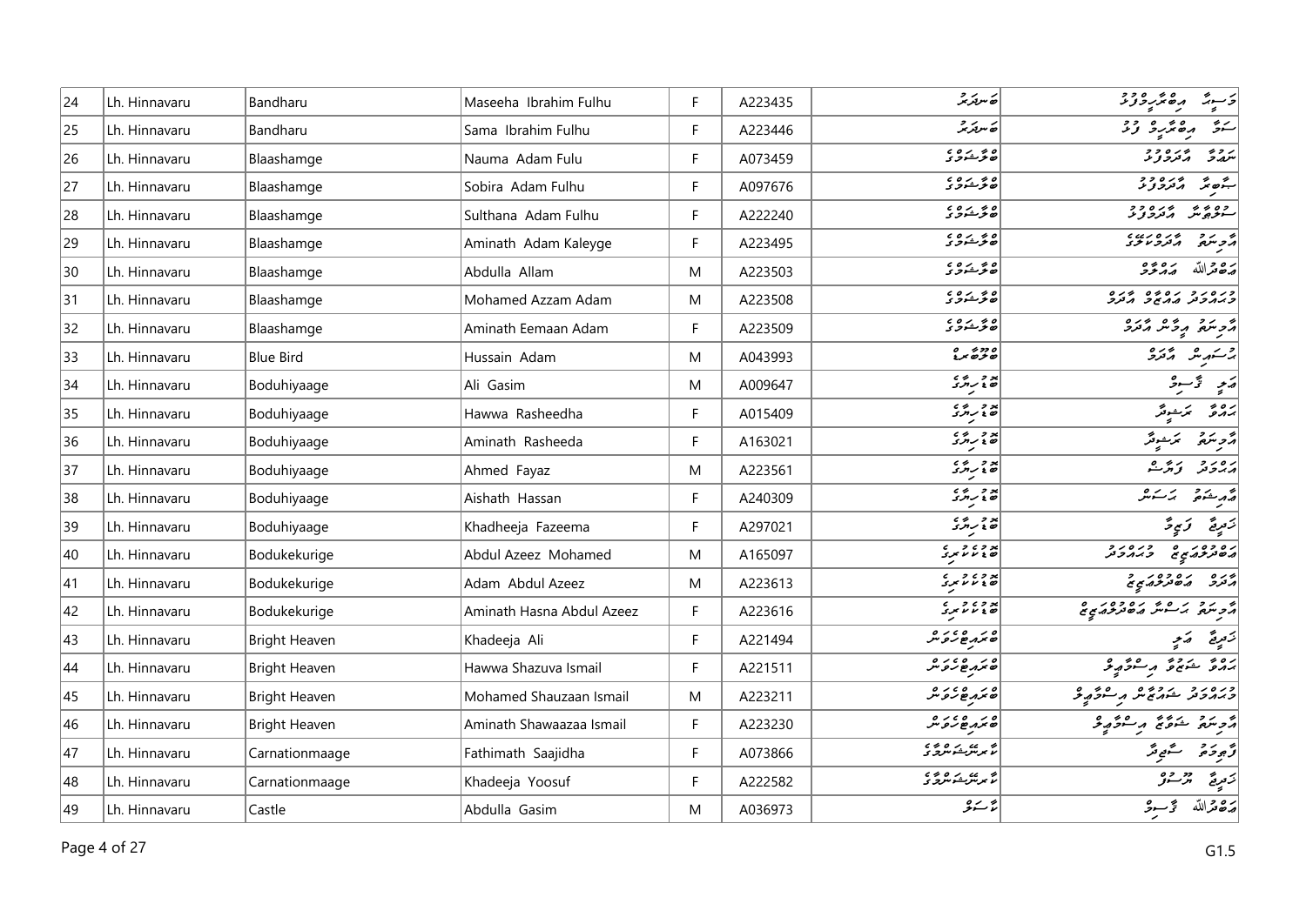| 24 | Lh. Hinnavaru | Bandharu | Maseeha Ibrahim Fulhu | F | A223435 | ބަނދަރު | މަސީހާ އިބްރާހީމްފުޅު |
|---|---|---|---|---|---|---|---|
| 25 | Lh. Hinnavaru | Bandharu | Sama Ibrahim Fulhu | F | A223446 | ބަނދަރު | ސަމާ އިބްރާހީމް ފުޅު |
| 26 | Lh. Hinnavaru | Blaashamge | Nauma Adam Fulu | F | A073459 | ބްލާޝަމްގެ | ނައުމާ އާދަމްފުޅު |
| 27 | Lh. Hinnavaru | Blaashamge | Sobira Adam Fulhu | F | A097676 | ބްލާޝަމްގެ | ސާބިރާ އާދަމްފުޅު |
| 28 | Lh. Hinnavaru | Blaashamge | Sulthana Adam Fulhu | F | A222240 | ބްލާޝަމްގެ | ސުލްޠާނާ އާދަމްފުޅު |
| 29 | Lh. Hinnavaru | Blaashamge | Aminath Adam Kaleyge | F | A223495 | ބްލާޝަމްގެ | އާމިނަތު އާދަމްކަލޭގެ |
| 30 | Lh. Hinnavaru | Blaashamge | Abdulla Allam | M | A223503 | ބްލާޝަމްގެ | އަބްދުﷲ އައްލާމް |
| 31 | Lh. Hinnavaru | Blaashamge | Mohamed Azzam Adam | M | A223508 | ބްލާޝަމްގެ | މުޙައްމަދު އައްޒާމް އާދަމް |
| 32 | Lh. Hinnavaru | Blaashamge | Aminath Eemaan Adam | F | A223509 | ބްލާޝަމްގެ | އާމިނަތު އީމާން އާދަމް |
| 33 | Lh. Hinnavaru | Blue Bird | Hussain Adam | M | A043993 | ބްލޫބާޑް | ހުސައިން އާދަމް |
| 34 | Lh. Hinnavaru | Boduhiyaage | Ali Gasim | M | A009647 | ބޮޑުހިޔާގެ | އަލި ޤާސިމް |
| 35 | Lh. Hinnavaru | Boduhiyaage | Hawwa Rasheedha | F | A015409 | ބޮޑުހިޔާގެ | ހައްވާ ރަޝީދާ |
| 36 | Lh. Hinnavaru | Boduhiyaage | Aminath Rasheeda | F | A163021 | ބޮޑުހިޔާގެ | އާމިނަތު ރަޝީދާ |
| 37 | Lh. Hinnavaru | Boduhiyaage | Ahmed Fayaz | M | A223561 | ބޮޑުހިޔާގެ | އަޙްމަދު ފައްޔާޒް |
| 38 | Lh. Hinnavaru | Boduhiyaage | Aishath Hassan | F | A240309 | ބޮޑުހިޔާގެ | އާއިޝަތު ހަސަން |
| 39 | Lh. Hinnavaru | Boduhiyaage | Khadheeja Fazeema | F | A297021 | ބޮޑުހިޔާގެ | ޚަދީޖާ ފަޒީމާ |
| 40 | Lh. Hinnavaru | Bodukekurige | Abdul Azeez Mohamed | M | A165097 | ބޮޑުކެކުރިގެ | އަބްދުލްޢަޒީޒު މުޙައްމަދު |
| 41 | Lh. Hinnavaru | Bodukekurige | Adam Abdul Azeez | M | A223613 | ބޮޑުކެކުރިގެ | އާދަމް އަބްދުލްޢަޒީޒު |
| 42 | Lh. Hinnavaru | Bodukekurige | Aminath Hasna Abdul Azeez | F | A223616 | ބޮޑުކެކުރިގެ | އާމިނަތު ހަސްނާ އަބްދުލްޢަޒީޒު |
| 43 | Lh. Hinnavaru | Bright Heaven | Khadeeja Ali | F | A221494 | ބްރައިޓްހެވަން | ޚަދީޖާ އަލި |
| 44 | Lh. Hinnavaru | Bright Heaven | Hawwa Shazuva Ismail | F | A221511 | ބްރައިޓްހެވަން | ހައްވާ ޝަޒުވާ އިސްމާޢީލް |
| 45 | Lh. Hinnavaru | Bright Heaven | Mohamed Shauzaan Ismail | M | A223211 | ބްރައިޓްހެވަން | މުޙައްމަދު ޝައުޒާން އިސްމާޢީލް |
| 46 | Lh. Hinnavaru | Bright Heaven | Aminath Shawaazaa Ismail | F | A223230 | ބްރައިޓްހެވަން | އާމިނަތު ޝަވާޒާ އިސްމާޢީލް |
| 47 | Lh. Hinnavaru | Carnationmaage | Fathimath Saajidha | F | A073866 | ކާނޭޝަންމާގެ | ފާތިމަތު ސާޖިދާ |
| 48 | Lh. Hinnavaru | Carnationmaage | Khadeeja Yoosuf | F | A222582 | ކާނޭޝަންމާގެ | ޚަދީޖާ ޔޫސުފް |
| 49 | Lh. Hinnavaru | Castle | Abdulla Gasim | M | A036973 | ކާސަލް | އަބްދުﷲ ޤާސިމް |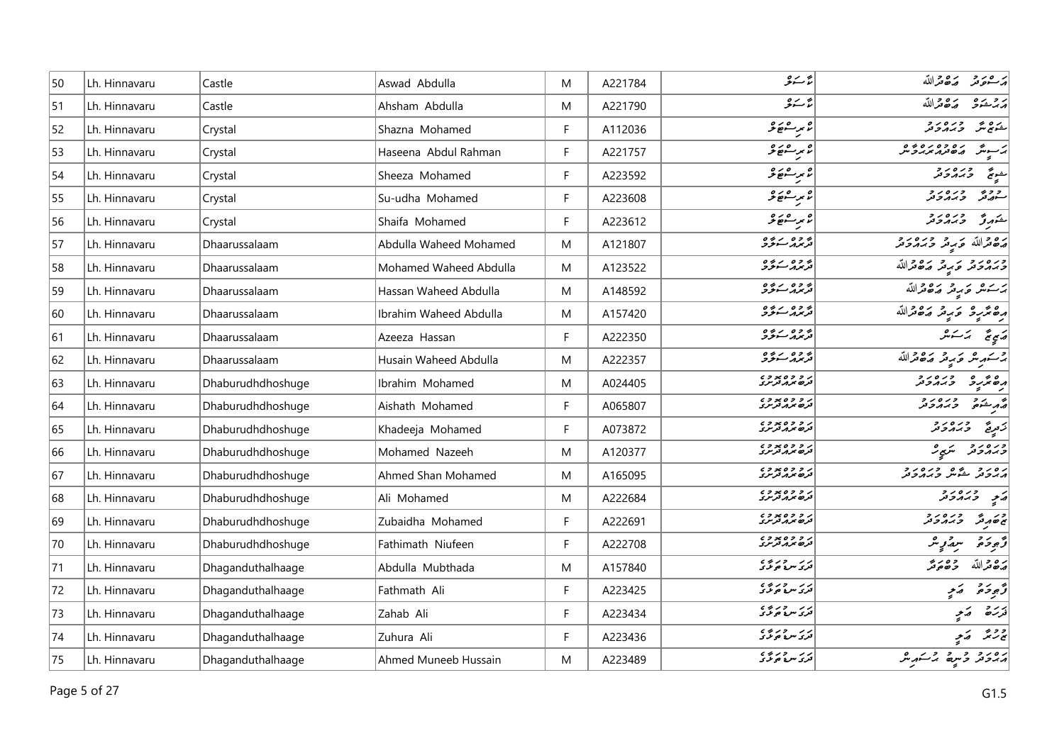| 50 | Lh. Hinnavaru | Castle | Aswad Abdulla | M | A221784 | ކާސަލް | އަސްވަދު އަބްދުﷲ |
|---|---|---|---|---|---|---|---|
| 51 | Lh. Hinnavaru | Castle | Ahsham Abdulla | M | A221790 | ކާސަލް | އަހްޝަމް އަބްދުﷲ |
| 52 | Lh. Hinnavaru | Crystal | Shazna Mohamed | F | A112036 | ކްރިސްޓަލް | ޝަޒްނާ މުޙައްމަދު |
| 53 | Lh. Hinnavaru | Crystal | Haseena Abdul Rahman | F | A221757 | ކްރިސްޓަލް | ހަސީނާ އަބްދުއްރަޙްމާން |
| 54 | Lh. Hinnavaru | Crystal | Sheeza Mohamed | F | A223592 | ކްރިސްޓަލް | ޝީޒާ މުޙައްމަދު |
| 55 | Lh. Hinnavaru | Crystal | Su-udha Mohamed | F | A223608 | ކްރިސްޓަލް | ސުއޫދާ މުޙައްމަދު |
| 56 | Lh. Hinnavaru | Crystal | Shaifa Mohamed | F | A223612 | ކްރިސްޓަލް | ޝައިފާ މުޙައްމަދު |
| 57 | Lh. Hinnavaru | Dhaarussalaam | Abdulla Waheed Mohamed | M | A121807 | ދާރުއްސަލާމް | އަބްދުﷲ ވަޙީދު މުޙައްމަދު |
| 58 | Lh. Hinnavaru | Dhaarussalaam | Mohamed Waheed Abdulla | M | A123522 | ދާރުއްސަލާމް | މުޙައްމަދު ވަޙީދު އަބްދުﷲ |
| 59 | Lh. Hinnavaru | Dhaarussalaam | Hassan Waheed Abdulla | M | A148592 | ދާރުއްސަލާމް | ހަސަން ވަޙީދު އަބްދުﷲ |
| 60 | Lh. Hinnavaru | Dhaarussalaam | Ibrahim Waheed Abdulla | M | A157420 | ދާރުއްސަލާމް | އިބްރާހީމް ވަޙީދު އަބްދުﷲ |
| 61 | Lh. Hinnavaru | Dhaarussalaam | Azeeza Hassan | F | A222350 | ދާރުއްސަލާމް | އަޒީޒާ ހަސަން |
| 62 | Lh. Hinnavaru | Dhaarussalaam | Husain Waheed Abdulla | M | A222357 | ދާރުއްސަލާމް | ހުސައިން ވަޙީދު އަބްދުﷲ |
| 63 | Lh. Hinnavaru | Dhaburudhdhoshuge | Ibrahim Mohamed | M | A024405 | ދަބުރުއްދޮށުގެ | އިބްރާހީމް މުޙައްމަދު |
| 64 | Lh. Hinnavaru | Dhaburudhdhoshuge | Aishath Mohamed | F | A065807 | ދަބުރުއްދޮށުގެ | އާއިޝަތު މުޙައްމަދު |
| 65 | Lh. Hinnavaru | Dhaburudhdhoshuge | Khadeeja Mohamed | F | A073872 | ދަބުރުއްދޮށުގެ | ޚަދީޖާ މުޙައްމަދު |
| 66 | Lh. Hinnavaru | Dhaburudhdhoshuge | Mohamed Nazeeh | M | A120377 | ދަބުރުއްދޮށުގެ | މުޙައްމަދު ނަޒީހު |
| 67 | Lh. Hinnavaru | Dhaburudhdhoshuge | Ahmed Shan Mohamed | M | A165095 | ދަބުރުއްދޮށުގެ | އަޙްމަދު ޝާން މުޙައްމަދު |
| 68 | Lh. Hinnavaru | Dhaburudhdhoshuge | Ali Mohamed | M | A222684 | ދަބުރުއްދޮށުގެ | އަލި މުޙައްމަދު |
| 69 | Lh. Hinnavaru | Dhaburudhdhoshuge | Zubaidha Mohamed | F | A222691 | ދަބުރުއްދޮށުގެ | ޒުބައިދާ މުޙައްމަދު |
| 70 | Lh. Hinnavaru | Dhaburudhdhoshuge | Fathimath Niufeen | F | A222708 | ދަބުރުއްދޮށުގެ | ފާތިމަތު ނިއުފީން |
| 71 | Lh. Hinnavaru | Dhaganduthalhaage | Abdulla Mubthada | M | A157840 | ދަގަނޑުތަޅާގެ | އަބްދުﷲ މުބްތަދާ |
| 72 | Lh. Hinnavaru | Dhaganduthalhaage | Fathmath Ali | F | A223425 | ދަގަނޑުތަޅާގެ | ފާތުމަތު އަލި |
| 73 | Lh. Hinnavaru | Dhaganduthalhaage | Zahab Ali | F | A223434 | ދަގަނޑުތަޅާގެ | ޒަހަބް އަލި |
| 74 | Lh. Hinnavaru | Dhaganduthalhaage | Zuhura Ali | F | A223436 | ދަގަނޑުތަޅާގެ | ޒުހުރާ އަލި |
| 75 | Lh. Hinnavaru | Dhaganduthalhaage | Ahmed Muneeb Hussain | M | A223489 | ދަގަނޑުތަޅާގެ | އަޙްމަދު މުނީބު ހުސައިން |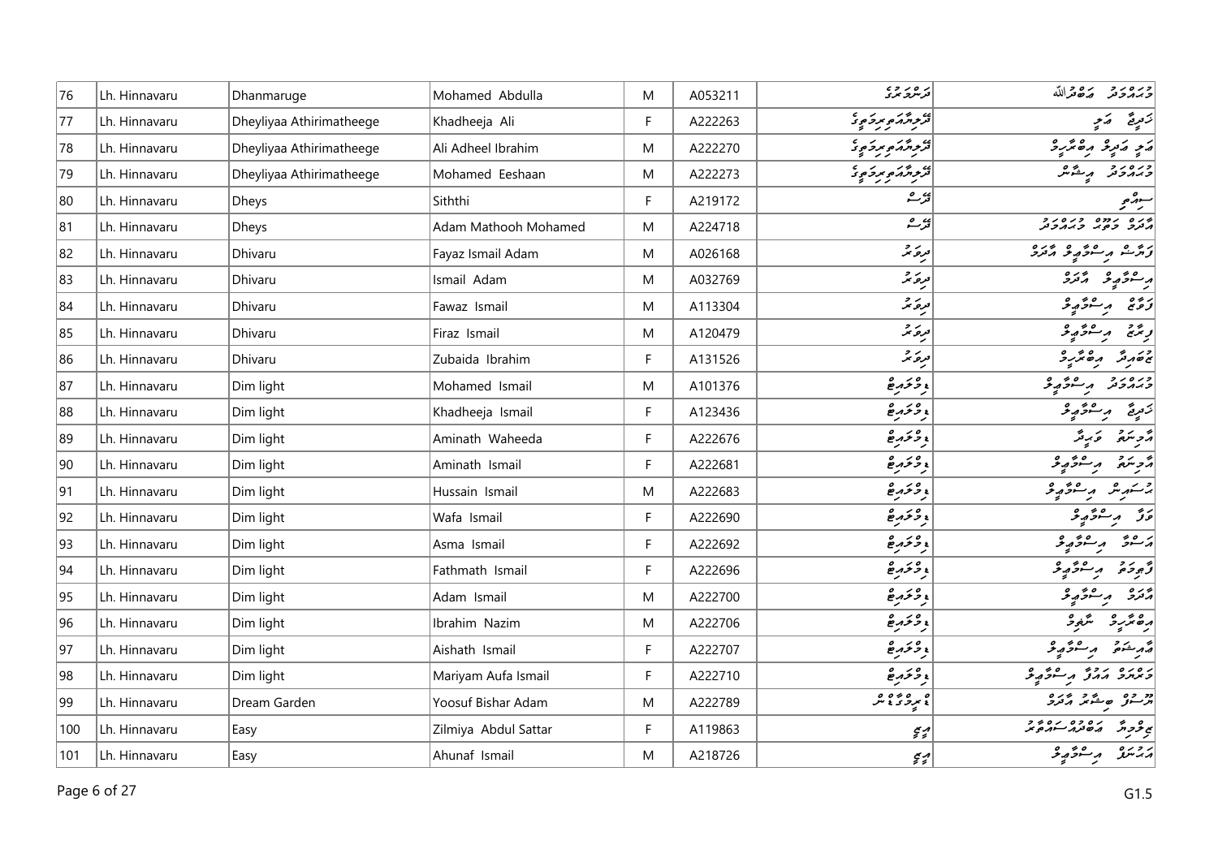| 76 | Lh. Hinnavaru | Dhanmaruge | Mohamed Abdulla | M | A053211 | ދަންމަރުގެ | މުހައްމަދު އަބްދުﷲ |
|---|---|---|---|---|---|---|---|
| 77 | Lh. Hinnavaru | Dheyliyaa Athirimatheege | Khadheeja Ali | F | A222263 | ދޭލިޔާއަތިރިމަތީގެ | ހަދީޖާ އަލި |
| 78 | Lh. Hinnavaru | Dheyliyaa Athirimatheege | Ali Adheel Ibrahim | M | A222270 | ދޭލިޔާއަތިރިމަތީގެ | އަލި އަދީލް އިބްރާހީމް |
| 79 | Lh. Hinnavaru | Dheyliyaa Athirimatheege | Mohamed Eeshaan | M | A222273 | ދޭލިޔާއަތިރިމަތީގެ | މުހައްމަދު އީޝާން |
| 80 | Lh. Hinnavaru | Dheys | Siththi | F | A219172 | ދޭސް | ސިއްތި |
| 81 | Lh. Hinnavaru | Dheys | Adam Mathooh Mohamed | M | A224718 | ދޭސް | އާދަމް މަތޫހު މުހައްމަދު |
| 82 | Lh. Hinnavaru | Dhivaru | Fayaz Ismail Adam | M | A026168 | ދިވަރު | ފައްޔާޒް އިސްމާޢީލް އާދަމް |
| 83 | Lh. Hinnavaru | Dhivaru | Ismail Adam | M | A032769 | ދިވަރު | އިސްމާޢީލް އާދަމް |
| 84 | Lh. Hinnavaru | Dhivaru | Fawaz Ismail | M | A113304 | ދިވަރު | ފަވާޒް އިސްމާޢީލް |
| 85 | Lh. Hinnavaru | Dhivaru | Firaz Ismail | M | A120479 | ދިވަރު | ފިރާޒް އިސްމާޢީލް |
| 86 | Lh. Hinnavaru | Dhivaru | Zubaida Ibrahim | F | A131526 | ދިވަރު | ޒުބައިދާ އިބްރާހީމް |
| 87 | Lh. Hinnavaru | Dim light | Mohamed Ismail | M | A101376 | ޑިމްލައިޓް | މުހައްމަދު އިސްމާޢީލް |
| 88 | Lh. Hinnavaru | Dim light | Khadheeja Ismail | F | A123436 | ޑިމްލައިޓް | ހަދީޖާ އިސްމާޢީލް |
| 89 | Lh. Hinnavaru | Dim light | Aminath Waheeda | F | A222676 | ޑިމްލައިޓް | އާމިނަތު ވަހީދާ |
| 90 | Lh. Hinnavaru | Dim light | Aminath Ismail | F | A222681 | ޑިމްލައިޓް | އާމިނަތު އިސްމާޢީލް |
| 91 | Lh. Hinnavaru | Dim light | Hussain Ismail | M | A222683 | ޑިމްލައިޓް | ހުސައިން އިސްމާޢީލް |
| 92 | Lh. Hinnavaru | Dim light | Wafa Ismail | F | A222690 | ޑިމްލައިޓް | ވަފާ އިސްމާޢީލް |
| 93 | Lh. Hinnavaru | Dim light | Asma Ismail | F | A222692 | ޑިމްލައިޓް | އަސްމާ އިސްމާޢީލް |
| 94 | Lh. Hinnavaru | Dim light | Fathmath Ismail | F | A222696 | ޑިމްލައިޓް | ފާތިމަތު އިސްމާޢީލް |
| 95 | Lh. Hinnavaru | Dim light | Adam Ismail | M | A222700 | ޑިމްލައިޓް | އާދަމް އިސްމާޢީލް |
| 96 | Lh. Hinnavaru | Dim light | Ibrahim Nazim | M | A222706 | ޑިމްލައިޓް | އިބްރާހީމް ނާޒިމް |
| 97 | Lh. Hinnavaru | Dim light | Aishath Ismail | F | A222707 | ޑިމްލައިޓް | އައިޝަތު އިސްމާޢީލް |
| 98 | Lh. Hinnavaru | Dim light | Mariyam Aufa Ismail | F | A222710 | ޑިމްލައިޓް | މަރިޔަމް އައުފާ އިސްމާޢީލް |
| 99 | Lh. Hinnavaru | Dream Garden | Yoosuf Bishar Adam | M | A222789 | ޑްރީމްގާޑަން | ޔޫސުފް ބިޝާރު އާދަމް |
| 100 | Lh. Hinnavaru | Easy | Zilmiya Abdul Sattar | F | A119863 | އީޒީ | ޒިލްމިޔާ އަބްދުލްސައްތާރު |
| 101 | Lh. Hinnavaru | Easy | Ahunaf Ismail | M | A218726 | އީޒީ | އަހުނަފް އިސްމާޢީލް |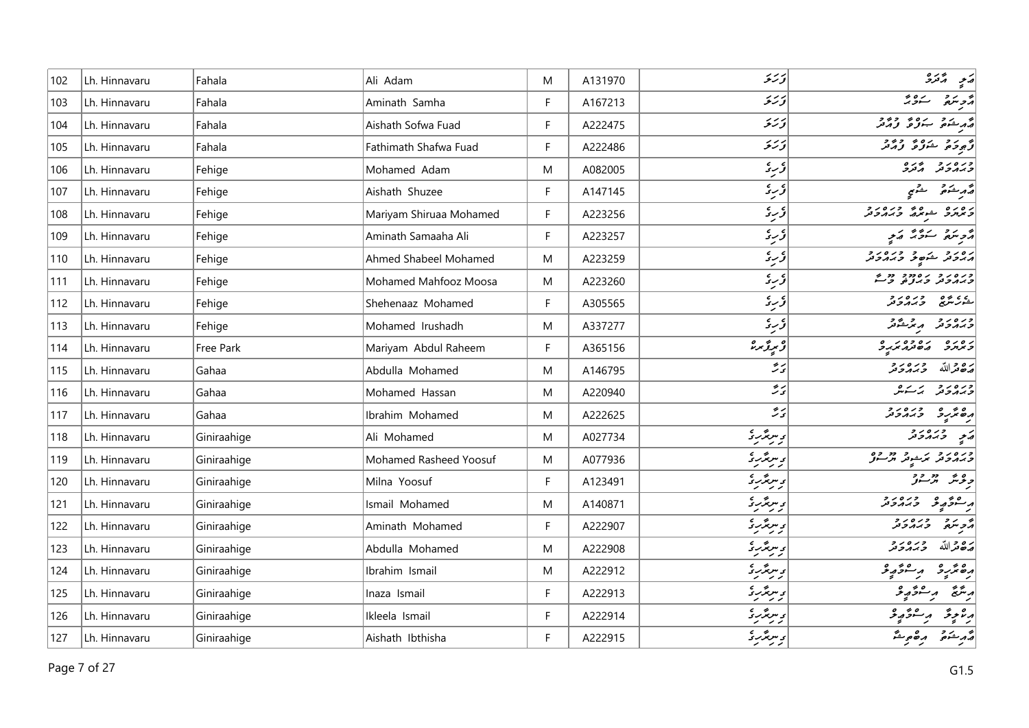| 102 | Lh. Hinnavaru | Fahala | Ali Adam | M | A131970 | ފަހަލަ | އަލި އާދަމް |
|---|---|---|---|---|---|---|---|
| 103 | Lh. Hinnavaru | Fahala | Aminath Samha | F | A167213 | ފަހަލަ | އާމިނަތު ސަމްހާ |
| 104 | Lh. Hinnavaru | Fahala | Aishath Sofwa Fuad | F | A222475 | ފަހަލަ | އައިށަތު ސަފްވާ ފުއާދު |
| 105 | Lh. Hinnavaru | Fahala | Fathimath Shafwa Fuad | F | A222486 | ފަހަލަ | ފާތިމަތު ޝަފްވާ ފުއާދު |
| 106 | Lh. Hinnavaru | Fehige | Mohamed Adam | M | A082005 | ފެހިގެ | މުހައްމަދު އާދަމް |
| 107 | Lh. Hinnavaru | Fehige | Aishath Shuzee | F | A147145 | ފެހިގެ | އައިށަތު ޝުޒީ |
| 108 | Lh. Hinnavaru | Fehige | Mariyam Shiruaa Mohamed | F | A223256 | ފެހިގެ | މަރިޔަމް ޝިރުއާ މުހައްމަދު |
| 109 | Lh. Hinnavaru | Fehige | Aminath Samaaha Ali | F | A223257 | ފެހިގެ | އާމިނަތު ސަމާހާ އަލި |
| 110 | Lh. Hinnavaru | Fehige | Ahmed Shabeel Mohamed | M | A223259 | ފެހިގެ | އަހްމަދު ޝަބީލް މުހައްމަދު |
| 111 | Lh. Hinnavaru | Fehige | Mohamed Mahfooz Moosa | M | A223260 | ފެހިގެ | މުހައްމަދު މަޙްފޫޒު މޫސާ |
| 112 | Lh. Hinnavaru | Fehige | Shehenaaz Mohamed | F | A305565 | ފެހިގެ | ޝެހެނާޒް މުހައްމަދު |
| 113 | Lh. Hinnavaru | Fehige | Mohamed Irushadh | M | A337277 | ފެހިގެ | މުހައްމަދު އިރުޝާދު |
| 114 | Lh. Hinnavaru | Free Park | Mariyam Abdul Raheem | F | A365156 | ފްރީޕާރކް | މަރިޔަމް އަބްދުއްރަޙީމް |
| 115 | Lh. Hinnavaru | Gahaa | Abdulla Mohamed | M | A146795 | ގަހާ | އަބްދުﷲ މުހައްމަދު |
| 116 | Lh. Hinnavaru | Gahaa | Mohamed Hassan | M | A220940 | ގަހާ | މުހައްމަދު ހަސަން |
| 117 | Lh. Hinnavaru | Gahaa | Ibrahim Mohamed | M | A222625 | ގަހާ | އިބްރާހީމް މުހައްމަދު |
| 118 | Lh. Hinnavaru | Giniraahige | Ali Mohamed | M | A027734 | ގިނިރާހިގެ | އަލި މުހައްމަދު |
| 119 | Lh. Hinnavaru | Giniraahige | Mohamed Rasheed Yoosuf | M | A077936 | ގިނިރާހިގެ | މުހައްމަދު ރަޝީދު ޔޫސުފް |
| 120 | Lh. Hinnavaru | Giniraahige | Milna Yoosuf | F | A123491 | ގިނިރާހިގެ | މިލްނާ ޔޫސުފް |
| 121 | Lh. Hinnavaru | Giniraahige | Ismail Mohamed | M | A140871 | ގިނިރާހިގެ | އިސްމާއިލް މުހައްމަދު |
| 122 | Lh. Hinnavaru | Giniraahige | Aminath Mohamed | F | A222907 | ގިނިރާހިގެ | އާމިނަތު މުހައްމަދު |
| 123 | Lh. Hinnavaru | Giniraahige | Abdulla Mohamed | M | A222908 | ގިނިރާހިގެ | އަބްދުﷲ މުހައްމަދު |
| 124 | Lh. Hinnavaru | Giniraahige | Ibrahim Ismail | M | A222912 | ގިނިރާހިގެ | އިބްރާހީމް އިސްމާއިލް |
| 125 | Lh. Hinnavaru | Giniraahige | Inaza Ismail | F | A222913 | ގިނިރާހިގެ | އިނާޒާ އިސްމާއިލް |
| 126 | Lh. Hinnavaru | Giniraahige | Ikleela Ismail | F | A222914 | ގިނިރާހިގެ | އިކުލީލާ އިސްމާއިލް |
| 127 | Lh. Hinnavaru | Giniraahige | Aishath Ibthisha | F | A222915 | ގިނިރާހިގެ | އައިށަތު އިބްތިޝާ |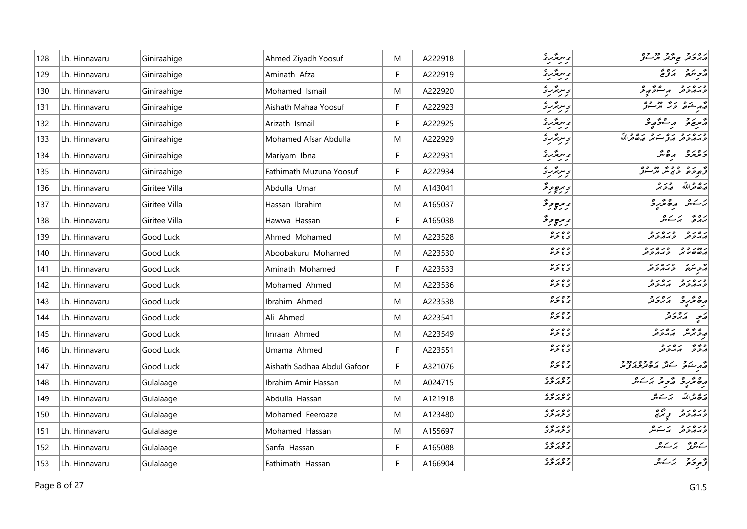| 128 | Lh. Hinnavaru | Giniraahige | Ahmed Ziyadh Yoosuf | M | A222918 | ގިނިރާހިގެ | އަހްމަދު ޒިޔާދު ޔޫސުފް |
|---|---|---|---|---|---|---|---|
| 129 | Lh. Hinnavaru | Giniraahige | Aminath Afza | F | A222919 | ގިނިރާހިގެ | އާމިނަތު އަފްޒާ |
| 130 | Lh. Hinnavaru | Giniraahige | Mohamed Ismail | M | A222920 | ގިނިރާހިގެ | މުޙައްމަދު އިސްމާޢީލް |
| 131 | Lh. Hinnavaru | Giniraahige | Aishath Mahaa Yoosuf | F | A222923 | ގިނިރާހިގެ | އާއިޝަތު މަހާ ޔޫސުފް |
| 132 | Lh. Hinnavaru | Giniraahige | Arizath Ismail | F | A222925 | ގިނިރާހިގެ | އާރިޒަތު އިސްމާޢީލް |
| 133 | Lh. Hinnavaru | Giniraahige | Mohamed Afsar Abdulla | M | A222929 | ގިނިރާހިގެ | މުޙައްމަދު އަފްސަރު އަބްދުﷲ |
| 134 | Lh. Hinnavaru | Giniraahige | Mariyam Ibna | F | A222931 | ގިނިރާހިގެ | މަރިޔަމް އިބްނާ |
| 135 | Lh. Hinnavaru | Giniraahige | Fathimath Muzuna Yoosuf | F | A222934 | ގިނިރާހިގެ | ފާތިމަތު މުޒުނާ ޔޫސުފް |
| 136 | Lh. Hinnavaru | Giritee Villa | Abdulla Umar | M | A143041 | ގިރިޓީވިލާ | އަބްދުﷲ ޢުމަރު |
| 137 | Lh. Hinnavaru | Giritee Villa | Hassan Ibrahim | M | A165037 | ގިރިޓީވިލާ | ހަސަން އިބްރާހީމް |
| 138 | Lh. Hinnavaru | Giritee Villa | Hawwa Hassan | F | A165038 | ގިރިޓީވިލާ | ހައްވާ ހަސަން |
| 139 | Lh. Hinnavaru | Good Luck | Ahmed Mohamed | M | A223528 | ގުޑްލަކް | އަހްމަދު މުޙައްމަދު |
| 140 | Lh. Hinnavaru | Good Luck | Aboobakuru Mohamed | M | A223530 | ގުޑްލަކް | އަބޫބަކުރު މުޙައްމަދު |
| 141 | Lh. Hinnavaru | Good Luck | Aminath Mohamed | F | A223533 | ގުޑްލަކް | އާމިނަތު މުޙައްމަދު |
| 142 | Lh. Hinnavaru | Good Luck | Mohamed Ahmed | M | A223536 | ގުޑްލަކް | މުޙައްމަދު އަހްމަދު |
| 143 | Lh. Hinnavaru | Good Luck | Ibrahim Ahmed | M | A223538 | ގުޑްލަކް | އިބްރާހީމް އަހްމަދު |
| 144 | Lh. Hinnavaru | Good Luck | Ali Ahmed | M | A223541 | ގުޑްލަކް | ޢަލީ އަހްމަދު |
| 145 | Lh. Hinnavaru | Good Luck | Imraan Ahmed | M | A223549 | ގުޑްލަކް | އިމްރާން އަހްމަދު |
| 146 | Lh. Hinnavaru | Good Luck | Umama Ahmed | F | A223551 | ގުޑްލަކް | އުމާމާ އަހްމަދު |
| 147 | Lh. Hinnavaru | Good Luck | Aishath Sadhaa Abdul Gafoor | F | A321076 | ގުޑްލަކް | އާއިޝަތު ސަދާ އަބްދުލްޣަފޫރު |
| 148 | Lh. Hinnavaru | Gulalaage | Ibrahim Amir Hassan | M | A024715 | ގުލަލާގެ | އިބްރާހީމް އާމިރު ހަސަން |
| 149 | Lh. Hinnavaru | Gulalaage | Abdulla Hassan | M | A121918 | ގުލަލާގެ | އަބްދުﷲ ހަސަން |
| 150 | Lh. Hinnavaru | Gulalaage | Mohamed Feeroaze | M | A123480 | ގުލަލާގެ | މުޙައްމަދު ފީރޯޒް |
| 151 | Lh. Hinnavaru | Gulalaage | Mohamed Hassan | M | A155697 | ގުލަލާގެ | މުޙައްމަދު ހަސަން |
| 152 | Lh. Hinnavaru | Gulalaage | Sanfa Hassan | F | A165088 | ގުލަލާގެ | ސަންފާ ހަސަން |
| 153 | Lh. Hinnavaru | Gulalaage | Fathimath Hassan | F | A166904 | ގުލަލާގެ | ފާތިމަތު ހަސަން |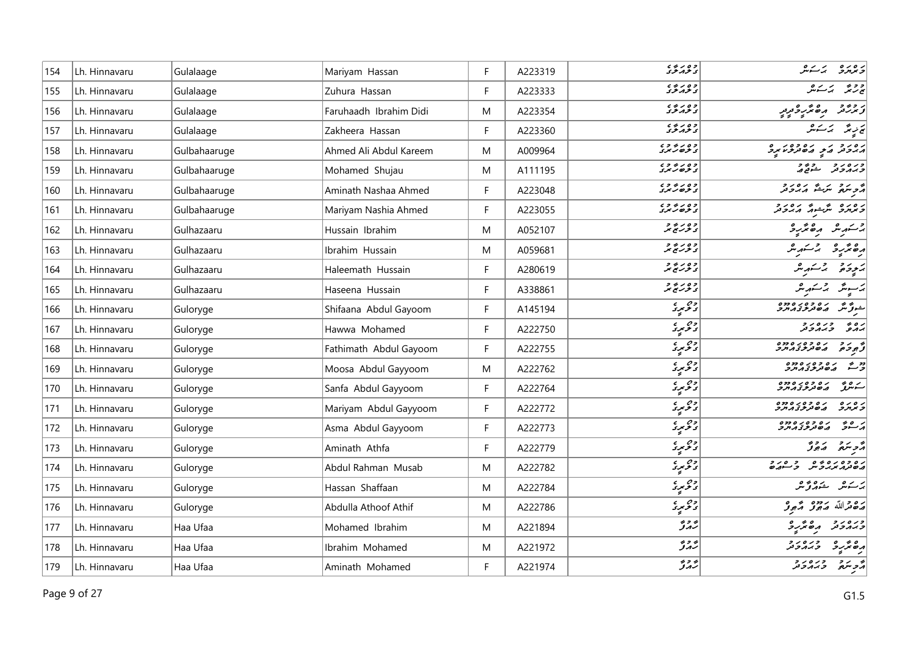| 154 | Lh. Hinnavaru | Gulalaage | Mariyam Hassan | F | A223319 | ގުލަލާގެ | މަރިޔަމް ހަސަން |
|---|---|---|---|---|---|---|---|
| 155 | Lh. Hinnavaru | Gulalaage | Zuhura Hassan | F | A223333 | ގުލަލާގެ | ޒުހުރާ ހަސަން |
| 156 | Lh. Hinnavaru | Gulalaage | Faruhaadh Ibrahim Didi | M | A223354 | ގުލަލާގެ | ފަރުހާދު އިބްރާހީމްދީދީ |
| 157 | Lh. Hinnavaru | Gulalaage | Zakheera Hassan | F | A223360 | ގުލަލާގެ | ޒަކީރާ ހަސަން |
| 158 | Lh. Hinnavaru | Gulbahaaruge | Ahmed Ali Abdul Kareem | M | A009964 | ގުލްބަހާރުގެ | އަހްމަދު އަލި އަބްދުލްކަރީމް |
| 159 | Lh. Hinnavaru | Gulbahaaruge | Mohamed Shujau | M | A111195 | ގުލްބަހާރުގެ | މުހައްމަދު ޝުޖާޢު |
| 160 | Lh. Hinnavaru | Gulbahaaruge | Aminath Nashaa Ahmed | F | A223048 | ގުލްބަހާރުގެ | އާމިނަތު ނަޝާ އަހްމަދު |
| 161 | Lh. Hinnavaru | Gulbahaaruge | Mariyam Nashia Ahmed | F | A223055 | ގުލްބަހާރުގެ | މަރިޔަމް ނާޝިޔާ އަހްމަދު |
| 162 | Lh. Hinnavaru | Gulhazaaru | Hussain Ibrahim | M | A052107 | ގުލްހަޒާރު | ހުސައިން އިބްރާހީމް |
| 163 | Lh. Hinnavaru | Gulhazaaru | Ibrahim Hussain | M | A059681 | ގުލްހަޒާރު | އިބްރާހީމް ހުސައިން |
| 164 | Lh. Hinnavaru | Gulhazaaru | Haleemath Hussain | F | A280619 | ގުލްހަޒާރު | ހަލީމަތު ހުސައިން |
| 165 | Lh. Hinnavaru | Gulhazaaru | Haseena Hussain | F | A338861 | ގުލްހަޒާރު | ހަސީނާ ހުސައިން |
| 166 | Lh. Hinnavaru | Guloryge | Shifaana Abdul Gayoom | F | A145194 | ގުލޯރީގެ | ޝިފާނާ އަބްދުލްޤައްޔޫމް |
| 167 | Lh. Hinnavaru | Guloryge | Hawwa Mohamed | F | A222750 | ގުލޯރީގެ | ހައްވާ މުހައްމަދު |
| 168 | Lh. Hinnavaru | Guloryge | Fathimath Abdul Gayoom | F | A222755 | ގުލޯރީގެ | ފާތިމަތު އަބްދުލްޤައްޔޫމް |
| 169 | Lh. Hinnavaru | Guloryge | Moosa Abdul Gayyoom | M | A222762 | ގުލޯރީގެ | މޫސާ އަބްދުލްޤައްޔޫމް |
| 170 | Lh. Hinnavaru | Guloryge | Sanfa Abdul Gayyoom | F | A222764 | ގުލޯރީގެ | ސަންފާ އަބްދުލްޤައްޔޫމް |
| 171 | Lh. Hinnavaru | Guloryge | Mariyam Abdul Gayyoom | F | A222772 | ގުލޯރީގެ | މަރިޔަމް އަބްދުލްޤައްޔޫމް |
| 172 | Lh. Hinnavaru | Guloryge | Asma Abdul Gayyoom | F | A222773 | ގުލޯރީގެ | އަސްމާ އަބްދުލްޤައްޔޫމް |
| 173 | Lh. Hinnavaru | Guloryge | Aminath Athfa | F | A222779 | ގުލޯރީގެ | އާމިނަތު އަތްފާ |
| 174 | Lh. Hinnavaru | Guloryge | Abdul Rahman Musab | M | A222782 | ގުލޯރީގެ | އަބްދުއްރަޙްމާން މުސްޢަބު |
| 175 | Lh. Hinnavaru | Guloryge | Hassan Shaffaan | M | A222784 | ގުލޯރީގެ | ހަސަން ޝައްފާން |
| 176 | Lh. Hinnavaru | Guloryge | Abdulla Athoof Athif | M | A222786 | ގުލޯރީގެ | އަބްދުﷲ އަތޫފް އާތިފު |
| 177 | Lh. Hinnavaru | Haa Ufaa | Mohamed Ibrahim | M | A221894 | ހާއުފާ | މުހައްމަދު އިބްރާހީމް |
| 178 | Lh. Hinnavaru | Haa Ufaa | Ibrahim Mohamed | M | A221972 | ހާއުފާ | އިބްރާހީމް މުހައްމަދު |
| 179 | Lh. Hinnavaru | Haa Ufaa | Aminath Mohamed | F | A221974 | ހާއުފާ | އާމިނަތު މުހައްމަދު |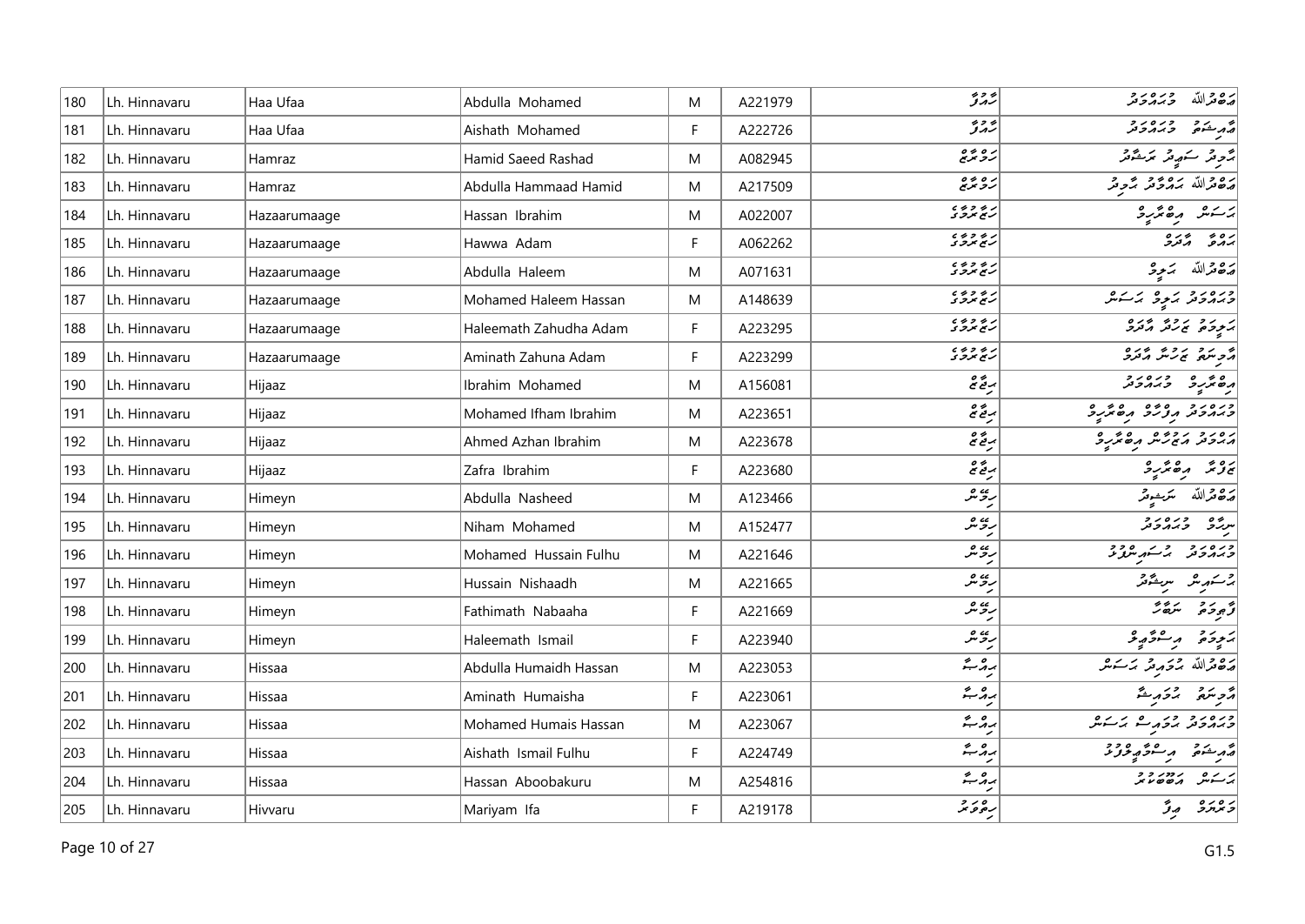| 180 | Lh. Hinnavaru | Haa Ufaa | Abdulla Mohamed | M | A221979 | ހާއުފާ | އަބްދުﷲ މުހައްމަދު |
|---|---|---|---|---|---|---|---|
| 181 | Lh. Hinnavaru | Haa Ufaa | Aishath Mohamed | F | A222726 | ހާއުފާ | އައިޝަތު މުހައްމަދު |
| 182 | Lh. Hinnavaru | Hamraz | Hamid Saeed Rashad | M | A082945 | ހަމްރާޒް | ހާމިދު ސަޢީދު ރަޝާދު |
| 183 | Lh. Hinnavaru | Hamraz | Abdulla Hammaad Hamid | M | A217509 | ހަމްރާޒް | އަބްދުﷲ ހައްމާދު ހާމިދު |
| 184 | Lh. Hinnavaru | Hazaarumaage | Hassan Ibrahim | M | A022007 | ހަޒާރުމާގެ | ހަސަން އިބްރާހިމް |
| 185 | Lh. Hinnavaru | Hazaarumaage | Hawwa Adam | F | A062262 | ހަޒާރުމާގެ | ހައްވާ އާދަމް |
| 186 | Lh. Hinnavaru | Hazaarumaage | Abdulla Haleem | M | A071631 | ހަޒާރުމާގެ | އަބްދުﷲ ހަލީމް |
| 187 | Lh. Hinnavaru | Hazaarumaage | Mohamed Haleem Hassan | M | A148639 | ހަޒާރުމާގެ | މުހައްމަދު ހަލީމް ހަސަން |
| 188 | Lh. Hinnavaru | Hazaarumaage | Haleemath Zahudha Adam | F | A223295 | ހަޒާރުމާގެ | ހަލީމަތު ޒަހުދާ އާދަމް |
| 189 | Lh. Hinnavaru | Hazaarumaage | Aminath Zahuna Adam | F | A223299 | ހަޒާރުމާގެ | އާމިނަތު ޒަހުނާ އާދަމް |
| 190 | Lh. Hinnavaru | Hijaaz | Ibrahim Mohamed | M | A156081 | ހިޖާޒް | އިބްރާހިމް މުހައްމަދު |
| 191 | Lh. Hinnavaru | Hijaaz | Mohamed Ifham Ibrahim | M | A223651 | ހިޖާޒް | މުހައްމަދު އިފްހާމް އިބްރާހިމް |
| 192 | Lh. Hinnavaru | Hijaaz | Ahmed Azhan Ibrahim | M | A223678 | ހިޖާޒް | އަހުމަދު އަޒްހާން އިބްރާހިމް |
| 193 | Lh. Hinnavaru | Hijaaz | Zafra Ibrahim | F | A223680 | ހިޖާޒް | ޒަފްރާ އިބްރާހިމް |
| 194 | Lh. Hinnavaru | Himeyn | Abdulla Nasheed | M | A123466 | ހިމޭން | އަބްދުﷲ ނަޝީދު |
| 195 | Lh. Hinnavaru | Himeyn | Niham Mohamed | M | A152477 | ހިމޭން | ނިހާމް މުހައްމަދު |
| 196 | Lh. Hinnavaru | Himeyn | Mohamed Hussain Fulhu | M | A221646 | ހިމޭން | މުހައްމަދު ހުސައިންފުޅު |
| 197 | Lh. Hinnavaru | Himeyn | Hussain Nishaadh | M | A221665 | ހިމޭން | ހުސައިން ނިޝާދު |
| 198 | Lh. Hinnavaru | Himeyn | Fathimath Nabaaha | F | A221669 | ހިމޭން | ފާތިމަތު ނަބާހާ |
| 199 | Lh. Hinnavaru | Himeyn | Haleemath Ismail | F | A223940 | ހިމޭން | ހަލީމަތު އިސްމާޢީލް |
| 200 | Lh. Hinnavaru | Hissaa | Abdulla Humaidh Hassan | M | A223053 | ހިއްސާ | އަބްދުﷲ ހުމައިދު ހަސަން |
| 201 | Lh. Hinnavaru | Hissaa | Aminath Humaisha | F | A223061 | ހިއްސާ | އާމިނަތު ހުމައިޝާ |
| 202 | Lh. Hinnavaru | Hissaa | Mohamed Humais Hassan | M | A223067 | ހިއްސާ | މުހައްމަދު ހުމައިސް ހަސަން |
| 203 | Lh. Hinnavaru | Hissaa | Aishath Ismail Fulhu | F | A224749 | ހިއްސާ | އައިޝަތު އިސްމާއިލްފުޅު |
| 204 | Lh. Hinnavaru | Hissaa | Hassan Aboobakuru | M | A254816 | ހިއްސާ | ހަސަން އަބޫބަކުރު |
| 205 | Lh. Hinnavaru | Hivvaru | Mariyam Ifa | F | A219178 | ހިވްވަރު | މަރިޔަމް އިފާ |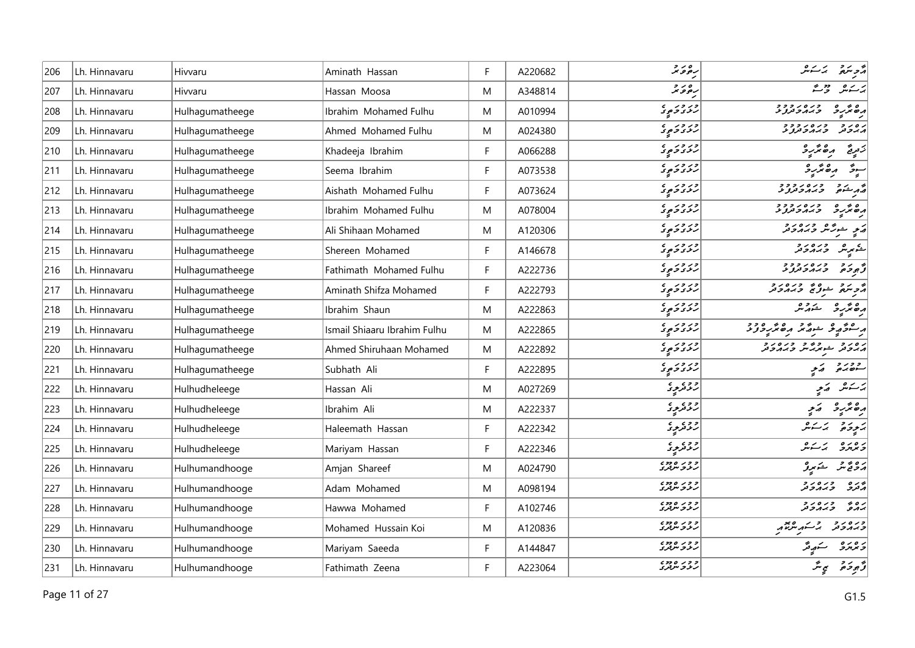| 206 | Lh. Hinnavaru | Hivvaru | Aminath Hassan | F | A220682 | ހިވްވަރު | އާމިނަތު ހަސަން |
|---|---|---|---|---|---|---|---|
| 207 | Lh. Hinnavaru | Hivvaru | Hassan Moosa | M | A348814 | ހިވްވަރު | ހަސަން މޫސާ |
| 208 | Lh. Hinnavaru | Hulhagumatheege | Ibrahim Mohamed Fulhu | M | A010994 | ހުޅަގުމަތީގެ | އިބްރާހީމް މުޙައްމަދުފުޅު |
| 209 | Lh. Hinnavaru | Hulhagumatheege | Ahmed Mohamed Fulhu | M | A024380 | ހުޅަގުމަތީގެ | އަޙްމަދު މުޙައްމަދުފުޅު |
| 210 | Lh. Hinnavaru | Hulhagumatheege | Khadeeja Ibrahim | F | A066288 | ހުޅަގުމަތީގެ | ޚަދީޖާ އިބްރާހީމް |
| 211 | Lh. Hinnavaru | Hulhagumatheege | Seema Ibrahim | F | A073538 | ހުޅަގުމަތީގެ | ސީމާ އިބްރާހީމް |
| 212 | Lh. Hinnavaru | Hulhagumatheege | Aishath Mohamed Fulhu | F | A073624 | ހުޅަގުމަތީގެ | އާއިޝަތު މުޙައްމަދުފުޅު |
| 213 | Lh. Hinnavaru | Hulhagumatheege | Ibrahim Mohamed Fulhu | M | A078004 | ހުޅަގުމަތީގެ | އިބްރާހީމް މުޙައްމަދުފުޅު |
| 214 | Lh. Hinnavaru | Hulhagumatheege | Ali Shihaan Mohamed | M | A120306 | ހުޅަގުމަތީގެ | އަލި ޝިހާން މުޙައްމަދު |
| 215 | Lh. Hinnavaru | Hulhagumatheege | Shereen Mohamed | F | A146678 | ހުޅަގުމަތީގެ | ޝެރީން މުޙައްމަދު |
| 216 | Lh. Hinnavaru | Hulhagumatheege | Fathimath Mohamed Fulhu | F | A222736 | ހުޅަގުމަތީގެ | ފާތިމަތު މުޙައްމަދުފުޅު |
| 217 | Lh. Hinnavaru | Hulhagumatheege | Aminath Shifza Mohamed | F | A222793 | ހުޅަގުމަތީގެ | އާމިނަތު ޝިފްޒާ މުޙައްމަދު |
| 218 | Lh. Hinnavaru | Hulhagumatheege | Ibrahim Shaun | M | A222863 | ހުޅަގުމަތީގެ | އިބްރާހީމް ޝައުން |
| 219 | Lh. Hinnavaru | Hulhagumatheege | Ismail Shiaaru Ibrahim Fulhu | M | A222865 | ހުޅަގުމަތީގެ | އިސްމާއީލް ޝިއާރު އިބްރާހީމްފުޅު |
| 220 | Lh. Hinnavaru | Hulhagumatheege | Ahmed Shiruhaan Mohamed | M | A222892 | ހުޅަގުމަތީގެ | އަޙްމަދު ޝިރުހާން މުޙައްމަދު |
| 221 | Lh. Hinnavaru | Hulhagumatheege | Subhath Ali | F | A222895 | ހުޅަގުމަތީގެ | ސުބްހަތު އަލި |
| 222 | Lh. Hinnavaru | Hulhudheleege | Hassan Ali | M | A027269 | ހުޅުދެލީގެ | ހަސަން އަލި |
| 223 | Lh. Hinnavaru | Hulhudheleege | Ibrahim Ali | M | A222337 | ހުޅުދެލީގެ | އިބްރާހީމް އަލި |
| 224 | Lh. Hinnavaru | Hulhudheleege | Haleemath Hassan | F | A222342 | ހުޅުދެލީގެ | ހަލީމަތު ހަސަން |
| 225 | Lh. Hinnavaru | Hulhudheleege | Mariyam Hassan | F | A222346 | ހުޅުދެލީގެ | މަރިޔަމް ހަސަން |
| 226 | Lh. Hinnavaru | Hulhumandhooge | Amjan Shareef | M | A024790 | ހުޅުމަންދޫގެ | އަމްޖަން ޝަރީފް |
| 227 | Lh. Hinnavaru | Hulhumandhooge | Adam Mohamed | M | A098194 | ހުޅުމަންދޫގެ | އާދަމް މުޙައްމަދު |
| 228 | Lh. Hinnavaru | Hulhumandhooge | Hawwa Mohamed | F | A102746 | ހުޅުމަންދޫގެ | ޙައްވާ މުޙައްމަދު |
| 229 | Lh. Hinnavaru | Hulhumandhooge | Mohamed Hussain Koi | M | A120836 | ހުޅުމަންދޫގެ | މުޙައްމަދު ޙުސައިންކޮއި |
| 230 | Lh. Hinnavaru | Hulhumandhooge | Mariyam Saeeda | F | A144847 | ހުޅުމަންދޫގެ | މަރިޔަމް ސައީދާ |
| 231 | Lh. Hinnavaru | Hulhumandhooge | Fathimath Zeena | F | A223064 | ހުޅުމަންދޫގެ | ފާތިމަތު ޒީނާ |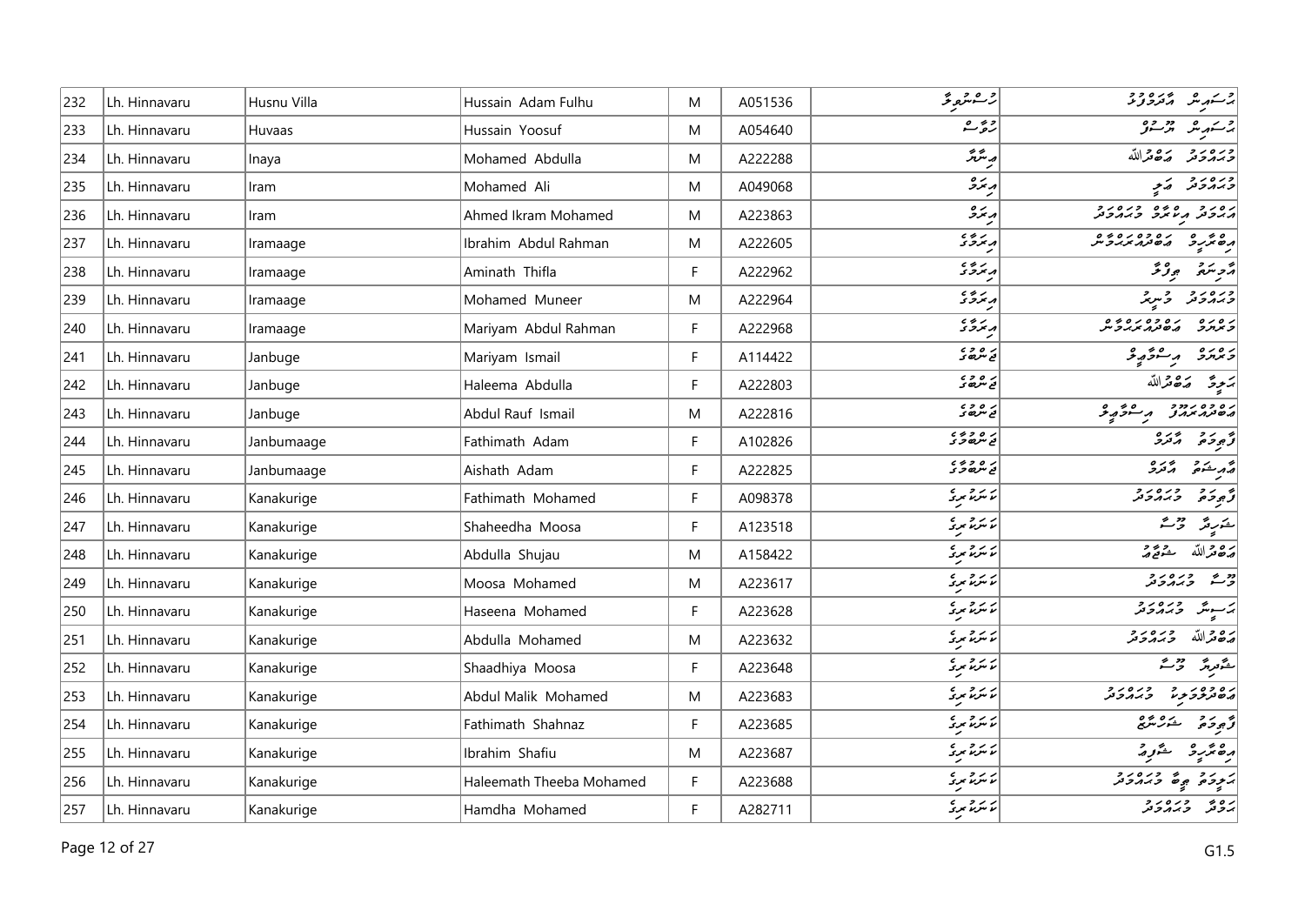| 232 | Lh. Hinnavaru | Husnu Villa | Hussain Adam Fulhu | M | A051536 | ژسىنئوڤ | ژسەرىش ئەترقۇژ |
|---|---|---|---|---|---|---|---|
| 233 | Lh. Hinnavaru | Huvaas | Hussain Yoosuf | M | A054640 | ژۇش | ژسەرىش تژستۇ |
| 234 | Lh. Hinnavaru | Inaya | Mohamed Abdulla | M | A222288 | ەسىدۇ | ۋىرەۋىر ئەھقراللە |
| 235 | Lh. Hinnavaru | Iram | Mohamed Ali | M | A049068 | ەىرۋ | ۋىرەۋىر ئەپ |
| 236 | Lh. Hinnavaru | Iram | Ahmed Ikram Mohamed | M | A223863 | ەىرۋ | ئەرۋىر ەرىئىرۋ ۋىرەۋىر |
| 237 | Lh. Hinnavaru | Iramaage | Ibrahim Abdul Rahman | M | A222605 | ەىرۋى | ەرھئىرۋ ئەھقرەترىرۋىر |
| 238 | Lh. Hinnavaru | Iramaage | Aminath Thifla | F | A222962 | ەىرۋى | ئەۋىتىھ ھوۋۇ |
| 239 | Lh. Hinnavaru | Iramaage | Mohamed Muneer | M | A222964 | ەىرۋى | ۋىرەۋىر ۋسىر |
| 240 | Lh. Hinnavaru | Iramaage | Mariyam Abdul Rahman | F | A222968 | ەىرۋى | ۋىرىرۋ ئەھقرەترىرۋىر |
| 241 | Lh. Hinnavaru | Janbuge | Mariyam Ismail | F | A114422 | قىسھى | ۋىرىرۋ ەرسىۋەرۋ |
| 242 | Lh. Hinnavaru | Janbuge | Haleema Abdulla | F | A222803 | قىسھى | ئەۋۇ ئەھقراللە |
| 243 | Lh. Hinnavaru | Janbuge | Abdul Rauf Ismail | M | A222816 | قىسھى | ئەھقرەترىرۋ ەرسىۋەرۋ |
| 244 | Lh. Hinnavaru | Janbumaage | Fathimath Adam | F | A102826 | قىسھۋى | ۋۇۋەۋ ئەترۋ |
| 245 | Lh. Hinnavaru | Janbumaage | Aishath Adam | F | A222825 | قىسھۋى | ئەرشەۋ ئەترۋ |
| 246 | Lh. Hinnavaru | Kanakurige | Fathimath Mohamed | F | A098378 | ئەترئەبرى | ۋۇۋەۋ ۋىرەۋىر |
| 247 | Lh. Hinnavaru | Kanakurige | Shaheedha Moosa | F | A123518 | ئەترئەبرى | شەرىتر ۋىسە |
| 248 | Lh. Hinnavaru | Kanakurige | Abdulla Shujau | M | A158422 | ئەترئەبرى | ئەھقراللە شۇقەۋ |
| 249 | Lh. Hinnavaru | Kanakurige | Moosa Mohamed | M | A223617 | ئەترئەبرى | ۋىسە ۋىرەۋىر |
| 250 | Lh. Hinnavaru | Kanakurige | Haseena Mohamed | F | A223628 | ئەترئەبرى | ئەسوىش ۋىرەۋىر |
| 251 | Lh. Hinnavaru | Kanakurige | Abdulla Mohamed | M | A223632 | ئەترئەبرى | ئەھقراللە ۋىرەۋىر |
| 252 | Lh. Hinnavaru | Kanakurige | Shaadhiya Moosa | F | A223648 | ئەترئەبرى | شەۋىرۋ ۋىسە |
| 253 | Lh. Hinnavaru | Kanakurige | Abdul Malik Mohamed | M | A223683 | ئەترئەبرى | ئەھقرۋۋىرى ۋىرەۋىر |
| 254 | Lh. Hinnavaru | Kanakurige | Fathimath Shahnaz | F | A223685 | ئەترئەبرى | ۋۇۋەۋ شەرشرى |
| 255 | Lh. Hinnavaru | Kanakurige | Ibrahim Shafiu | M | A223687 | ئەترئەبرى | ەرھئىرۋ شەۋرە |
| 256 | Lh. Hinnavaru | Kanakurige | Haleemath Theeba Mohamed | F | A223688 | ئەترئەبرى | ئەۋىۋەۋ ھوھ ۋىرەۋىر |
| 257 | Lh. Hinnavaru | Kanakurige | Hamdha Mohamed | F | A282711 | ئەترئەبرى | ئەۋتر ۋىرەۋىر |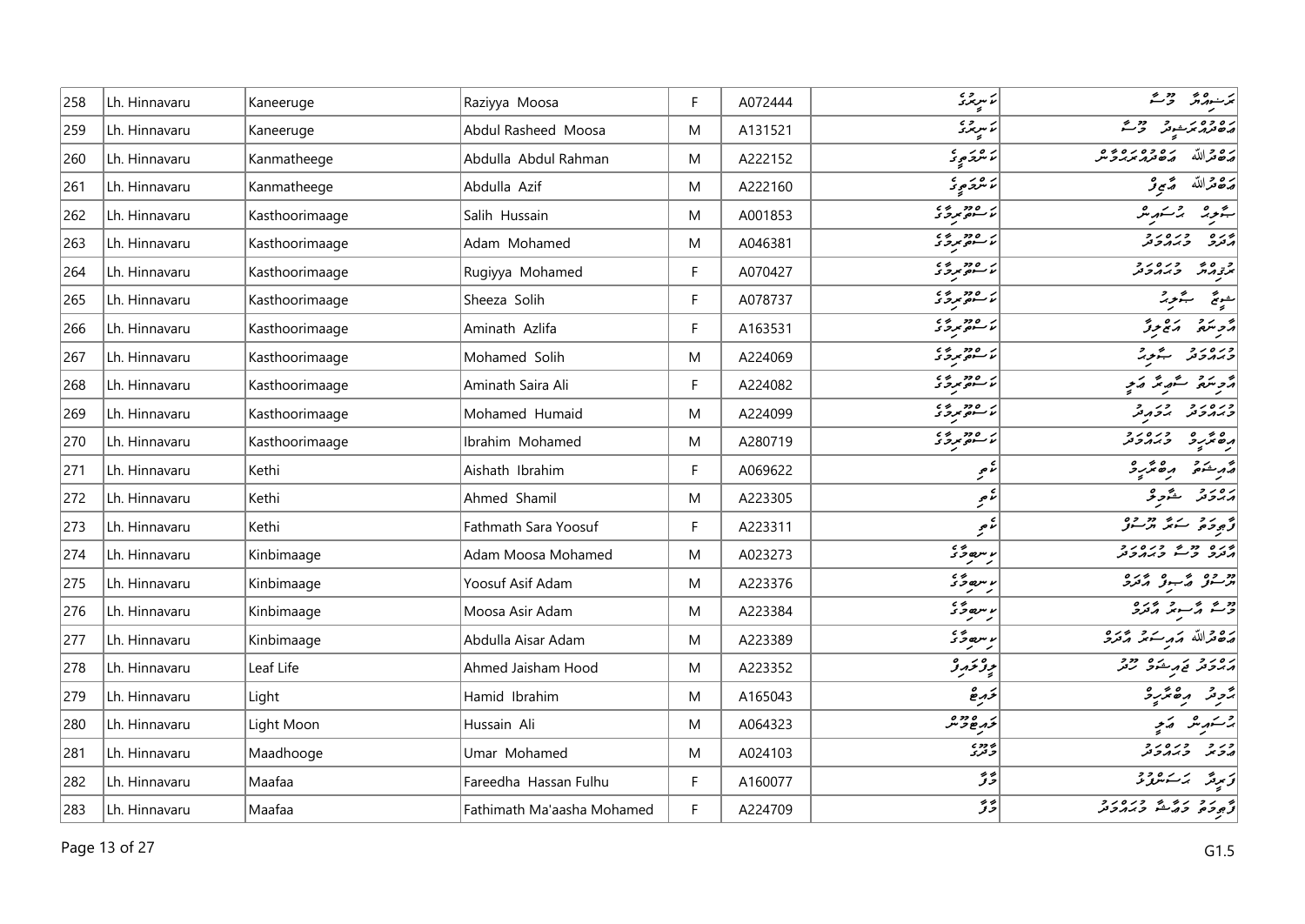| 258 | Lh. Hinnavaru | Kaneeruge | Raziyya Moosa | F | A072444 | ކަނީރުގެ | ރަޒިއްޔާ މޫސާ |
|---|---|---|---|---|---|---|---|
| 259 | Lh. Hinnavaru | Kaneeruge | Abdul Rasheed Moosa | M | A131521 | ކަނީރުގެ | އަބްދުއްރަޝީދު މޫސާ |
| 260 | Lh. Hinnavaru | Kanmatheege | Abdulla Abdul Rahman | M | A222152 | ކަންމަތީގެ | އަބްދުﷲ އަބްދުއްރަޙްމާން |
| 261 | Lh. Hinnavaru | Kanmatheege | Abdulla Azif | M | A222160 | ކަންމަތީގެ | އަބްދުﷲ އާޒިފް |
| 262 | Lh. Hinnavaru | Kasthoorimaage | Salih Hussain | M | A001853 | ކަސްތޫރިމާގެ | ސާލިހު ހުސައިން |
| 263 | Lh. Hinnavaru | Kasthoorimaage | Adam Mohamed | M | A046381 | ކަސްތޫރިމާގެ | އާދަމް މުހައްމަދު |
| 264 | Lh. Hinnavaru | Kasthoorimaage | Rugiyya Mohamed | F | A070427 | ކަސްތޫރިމާގެ | ރުގިއްޔާ މުހައްމަދު |
| 265 | Lh. Hinnavaru | Kasthoorimaage | Sheeza Solih | F | A078737 | ކަސްތޫރިމާގެ | ޝީޒާ ސާލިހު |
| 266 | Lh. Hinnavaru | Kasthoorimaage | Aminath Azlifa | F | A163531 | ކަސްތޫރިމާގެ | އާމިނަތު އަޒްލިފާ |
| 267 | Lh. Hinnavaru | Kasthoorimaage | Mohamed Solih | M | A224069 | ކަސްތޫރިމާގެ | މުހައްމަދު ސާލިހު |
| 268 | Lh. Hinnavaru | Kasthoorimaage | Aminath Saira Ali | F | A224082 | ކަސްތޫރިމާގެ | އާމިނަތު ސާއިރާ އަލި |
| 269 | Lh. Hinnavaru | Kasthoorimaage | Mohamed Humaid | M | A224099 | ކަސްތޫރިމާގެ | މުހައްމަދު ހުމައިދު |
| 270 | Lh. Hinnavaru | Kasthoorimaage | Ibrahim Mohamed | M | A280719 | ކަސްތޫރިމާގެ | އިބްރާހިމް މުހައްމަދު |
| 271 | Lh. Hinnavaru | Kethi | Aishath Ibrahim | F | A069622 | ކެތި | އާއިޝަތު އިބްރާހިމް |
| 272 | Lh. Hinnavaru | Kethi | Ahmed Shamil | M | A223305 | ކެތި | އަޙްމަދު ޝާމިލް |
| 273 | Lh. Hinnavaru | Kethi | Fathmath Sara Yoosuf | F | A223311 | ކެތި | ފާތިމަތު ސަޔާ ޔޫސުފް |
| 274 | Lh. Hinnavaru | Kinbimaage | Adam Moosa Mohamed | M | A023273 | ކިންބިމާގެ | އާދަމް މޫސާ މުހައްމަދު |
| 275 | Lh. Hinnavaru | Kinbimaage | Yoosuf Asif Adam | M | A223376 | ކިންބިމާގެ | ޔޫސުފް އާސިފް އާދަމް |
| 276 | Lh. Hinnavaru | Kinbimaage | Moosa Asir Adam | M | A223384 | ކިންބިމާގެ | މޫސާ އާސިރު އާދަމް |
| 277 | Lh. Hinnavaru | Kinbimaage | Abdulla Aisar Adam | M | A223389 | ކިންބިމާގެ | އަބްދުﷲ އައިސަރު އާދަމް |
| 278 | Lh. Hinnavaru | Leaf Life | Ahmed Jaisham Hood | M | A223352 | ލީފްލައިފް | އަޙްމަދު ޖައިޝަމް ހޫދު |
| 279 | Lh. Hinnavaru | Light | Hamid Ibrahim | M | A165043 | ލައިޓް | ހާމިދު އިބްރާހިމް |
| 280 | Lh. Hinnavaru | Light Moon | Hussain Ali | M | A064323 | ލައިޓްމޫން | ހުސައިން އަލި |
| 281 | Lh. Hinnavaru | Maadhooge | Umar Mohamed | M | A024103 | މާދޫގެ | ޢުމަރު މުހައްމަދު |
| 282 | Lh. Hinnavaru | Maafaa | Fareedha Hassan Fulhu | F | A160077 | މާފާ | ފަރީދާ ހަސަންފުޅު |
| 283 | Lh. Hinnavaru | Maafaa | Fathimath Ma'aasha Mohamed | F | A224709 | މާފާ | ފާތިމަތު މައާޝާ މުހައްމަދު |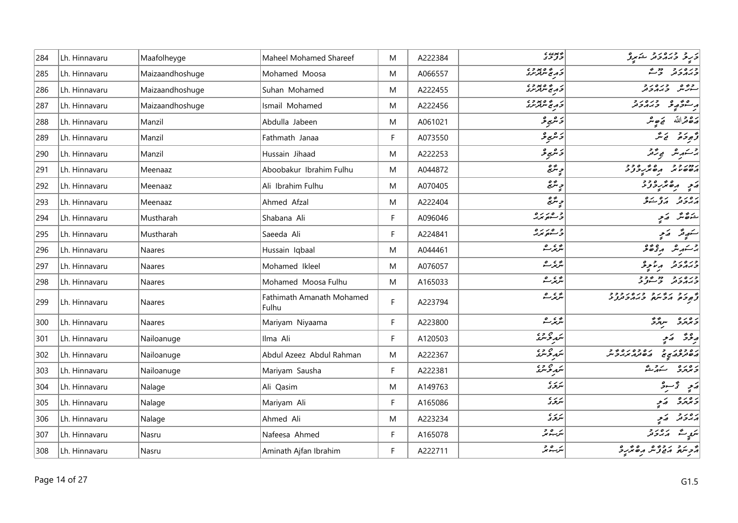| 284 | Lh. Hinnavaru | Maafolheyge | Maheel Mohamed Shareef | M | A222384 | މާފޮޅޭގެ | މަހީލް މުޙައްމަދު ޝަރީފް |
|---|---|---|---|---|---|---|---|
| 285 | Lh. Hinnavaru | Maizaandhoshuge | Mohamed Moosa | M | A066557 | މައިޒާންދޮށުގެ | މުޙައްމަދު މޫސާ |
| 286 | Lh. Hinnavaru | Maizaandhoshuge | Suhan Mohamed | M | A222455 | މައިޒާންދޮށުގެ | ސުހާން މުޙައްމަދު |
| 287 | Lh. Hinnavaru | Maizaandhoshuge | Ismail Mohamed | M | A222456 | މައިޒާންދޮށުގެ | އިސްމާޢީލް މުޙައްމަދު |
| 288 | Lh. Hinnavaru | Manzil | Abdulla Jabeen | M | A061021 | މަންޒިލް | އަބްދުﷲ ޖަބީން |
| 289 | Lh. Hinnavaru | Manzil | Fathmath Janaa | F | A073550 | މަންޒިލް | ފާތިމަތު ޖަނާ |
| 290 | Lh. Hinnavaru | Manzil | Hussain Jihaad | M | A222253 | މަންޒިލް | ހުސައިން ޖިހާދު |
| 291 | Lh. Hinnavaru | Meenaaz | Aboobakur Ibrahim Fulhu | M | A044872 | މީނާޒް | އަބޫބަކުރު އިބްރާހީމްފުޅު |
| 292 | Lh. Hinnavaru | Meenaaz | Ali Ibrahim Fulhu | M | A070405 | މީނާޒް | އަލި އިބްރާހީމްފުޅު |
| 293 | Lh. Hinnavaru | Meenaaz | Ahmed Afzal | M | A222404 | މީނާޒް | އަޙްމަދު އަފްޟަލް |
| 294 | Lh. Hinnavaru | Mustharah | Shabana Ali | F | A096046 | މުސްތަރަހް | ޝަބާނާ އަލި |
| 295 | Lh. Hinnavaru | Mustharah | Saeeda Ali | F | A224841 | މުސްތަރަހް | ސަޢީދާ އަލި |
| 296 | Lh. Hinnavaru | Naares | Hussain Iqbaal | M | A044461 | ނާރެސް | ހުސައިން އިޤްބާލް |
| 297 | Lh. Hinnavaru | Naares | Mohamed Ikleel | M | A076057 | ނާރެސް | މުޙައްމަދު އިކުލީލް |
| 298 | Lh. Hinnavaru | Naares | Mohamed Moosa Fulhu | M | A165033 | ނާރެސް | މުޙައްމަދު މޫސާފުޅު |
| 299 | Lh. Hinnavaru | Naares | Fathimath Amanath Mohamed Fulhu | F | A223794 | ނާރެސް | ފާތިމަތު އަމާނަތު މުޙައްމަދުފުޅު |
| 300 | Lh. Hinnavaru | Naares | Mariyam Niyaama | F | A223800 | ނާރެސް | މަރިޔަމް ނިޔާމާ |
| 301 | Lh. Hinnavaru | Nailoanuge | Ilma Ali | F | A120503 | ނައިލޯނުގެ | އިލްމާ އަލި |
| 302 | Lh. Hinnavaru | Nailoanuge | Abdul Azeez Abdul Rahman | M | A222367 | ނައިލޯނުގެ | އަބްދުލްޢަޒީޒު އަބްދުލްރަޙްމާން |
| 303 | Lh. Hinnavaru | Nailoanuge | Mariyam Sausha | F | A222381 | ނައިލޯނުގެ | މަރިޔަމް ސައުޝާ |
| 304 | Lh. Hinnavaru | Nalage | Ali Qasim | M | A149763 | ނަލަގެ | އަލި ޤާސިމް |
| 305 | Lh. Hinnavaru | Nalage | Mariyam Ali | F | A165086 | ނަލަގެ | މަރިޔަމް އަލި |
| 306 | Lh. Hinnavaru | Nalage | Ahmed Ali | M | A223234 | ނަލަގެ | އަޙްމަދު އަލި |
| 307 | Lh. Hinnavaru | Nasru | Nafeesa Ahmed | F | A165078 | ނަސްރު | ނަފީސާ އަޙްމަދު |
| 308 | Lh. Hinnavaru | Nasru | Aminath Ajfan Ibrahim | F | A222711 | ނަސްރު | އާމިނަތު އަޖްފާން އިބްރާހީމް |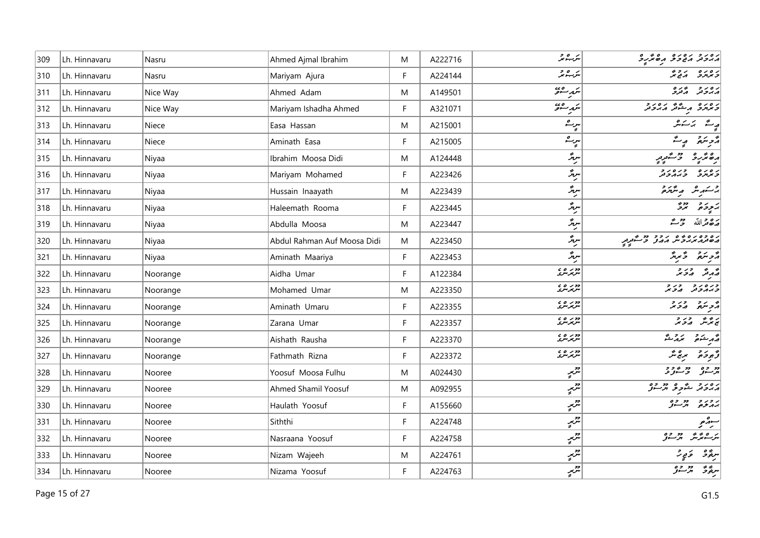| 309 | Lh. Hinnavaru | Nasru | Ahmed Ajmal Ibrahim | M | A222716 | ނަސްރު | އަހުމަދު އަޖުމަލު އިބްރާހީމް |
|---|---|---|---|---|---|---|---|
| 310 | Lh. Hinnavaru | Nasru | Mariyam Ajura | F | A224144 | ނަސްރު | މަރިޔަމް އަޖުރާ |
| 311 | Lh. Hinnavaru | Nice Way | Ahmed Adam | M | A149501 | ނައިސްވޭ | އަހުމަދު އާދަމް |
| 312 | Lh. Hinnavaru | Nice Way | Mariyam Ishadha Ahmed | F | A321071 | ނައިސްވޭ | މަރިޔަމް އިޝާދާ އަހުމަދު |
| 313 | Lh. Hinnavaru | Niece | Easa Hassan | M | A215001 | ނީސް | ޢީސާ ހަސަން |
| 314 | Lh. Hinnavaru | Niece | Aminath Easa | F | A215005 | ނީސް | އާމިނަތު ޢީސާ |
| 315 | Lh. Hinnavaru | Niyaa | Ibrahim Moosa Didi | M | A124448 | ނިޔާ | އިބްރާހީމް މޫސާދީދީ |
| 316 | Lh. Hinnavaru | Niyaa | Mariyam Mohamed | F | A223426 | ނިޔާ | މަރިޔަމް މުހައްމަދު |
| 317 | Lh. Hinnavaru | Niyaa | Hussain Inaayath | M | A223439 | ނިޔާ | ހުސައިން އިނާޔަތު |
| 318 | Lh. Hinnavaru | Niyaa | Haleemath Rooma | F | A223445 | ނިޔާ | ހަލީމަތު ރޫމާ |
| 319 | Lh. Hinnavaru | Niyaa | Abdulla Moosa | M | A223447 | ނިޔާ | އަބްދުﷲ މޫސާ |
| 320 | Lh. Hinnavaru | Niyaa | Abdul Rahman Auf Moosa Didi | M | A223450 | ނިޔާ | އަބްދުއްރަޙްމާން އައުފު މޫސާދީދީ |
| 321 | Lh. Hinnavaru | Niyaa | Aminath Maariya | F | A223453 | ނިޔާ | އާމިނަތު މާރިޔާ |
| 322 | Lh. Hinnavaru | Noorange | Aidha Umar | F | A122384 | ނޫރަންޖް | ޢާއިދާ ޢުމަރު |
| 323 | Lh. Hinnavaru | Noorange | Mohamed Umar | M | A223350 | ނޫރަންޖް | މުހައްމަދު ޢުމަރު |
| 324 | Lh. Hinnavaru | Noorange | Aminath Umaru | F | A223355 | ނޫރަންޖް | އާމިނަތު ޢުމަރު |
| 325 | Lh. Hinnavaru | Noorange | Zarana Umar | F | A223357 | ނޫރަންޖް | ޒަރާނާ ޢުމަރު |
| 326 | Lh. Hinnavaru | Noorange | Aishath Rausha | F | A223370 | ނޫރަންޖް | ޢާއިޝަތު ރައުޝާ |
| 327 | Lh. Hinnavaru | Noorange | Fathmath Rizna | F | A223372 | ނޫރަންޖް | ފާތިމަތު ރިޒްނާ |
| 328 | Lh. Hinnavaru | Nooree | Yoosuf Moosa Fulhu | M | A024430 | ނޫރީ | ޔޫސުފު މޫސާފުޅު |
| 329 | Lh. Hinnavaru | Nooree | Ahmed Shamil Yoosuf | M | A092955 | ނޫރީ | އަހުމަދު ޝާމިލް ޔޫސުފް |
| 330 | Lh. Hinnavaru | Nooree | Haulath Yoosuf | F | A155660 | ނޫރީ | ހައުލަތު ޔޫސުފް |
| 331 | Lh. Hinnavaru | Nooree | Siththi | F | A224748 | ނޫރީ | ސިއްތި |
| 332 | Lh. Hinnavaru | Nooree | Nasraana Yoosuf | F | A224758 | ނޫރީ | ނަސްރާނާ ޔޫސުފް |
| 333 | Lh. Hinnavaru | Nooree | Nizam Wajeeh | M | A224761 | ނޫރީ | ނިޒާމް ވަޖީހު |
| 334 | Lh. Hinnavaru | Nooree | Nizama Yoosuf | F | A224763 | ނޫރީ | ނިޒާމާ ޔޫސުފް |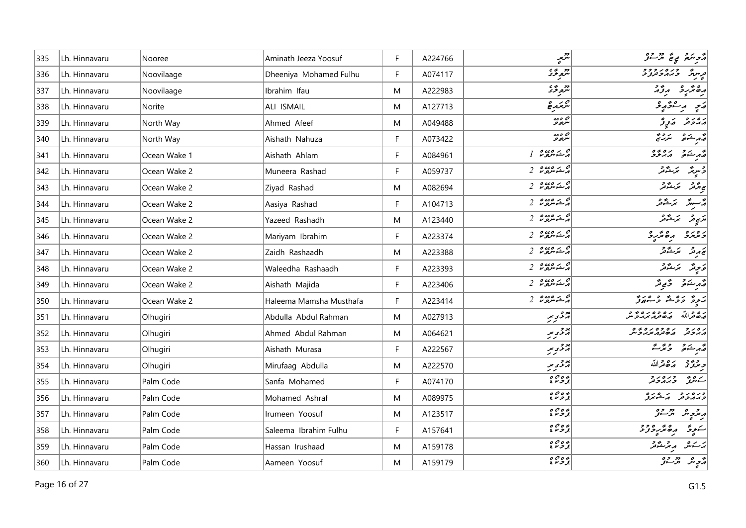| 335 | Lh. Hinnavaru | Nooree | Aminath Jeeza Yoosuf | F | A224766 | ނޫރީ | އާމިނަތު ޖީޒާ ޔޫސުފު |
|---|---|---|---|---|---|---|---|
| 336 | Lh. Hinnavaru | Noovilaage | Dheeniya Mohamed Fulhu | F | A074117 | ނޫވިލާގެ | ދީނިޔާ މުހައްމަދުފުޅު |
| 337 | Lh. Hinnavaru | Noovilaage | Ibrahim Ifau | M | A222983 | ނޫވިލާގެ | އިބްރާހީމް އިފާއު |
| 338 | Lh. Hinnavaru | Norite | ALI ISMAIL | M | A127713 | ނޮރައިޓް | ޢަލީ އިސްމާޢީލް |
| 339 | Lh. Hinnavaru | North Way | Ahmed Afeef | M | A049488 | ނޯތްވޭ | އަހުމަދު އަފީފު |
| 340 | Lh. Hinnavaru | North Way | Aishath Nahuza | F | A073422 | ނޯތްވޭ | އާއިޝަތު ނަހުޒާ |
| 341 | Lh. Hinnavaru | Ocean Wake 1 | Aishath Ahlam | F | A084961 | އޯޝަންވޭކް 1 | އާއިޝަތު އަހްލާމް |
| 342 | Lh. Hinnavaru | Ocean Wake 2 | Muneera Rashad | F | A059737 | އޯޝަންވޭކް 2 | މުނީރާ ރަޝާދު |
| 343 | Lh. Hinnavaru | Ocean Wake 2 | Ziyad Rashad | M | A082694 | އޯޝަންވޭކް 2 | ޒިޔާދު ރަޝާދު |
| 344 | Lh. Hinnavaru | Ocean Wake 2 | Aasiya Rashad | F | A104713 | އޯޝަންވޭކް 2 | އާސިޔާ ރަޝާދު |
| 345 | Lh. Hinnavaru | Ocean Wake 2 | Yazeed Rashadh | M | A123440 | އޯޝަންވޭކް 2 | ޔަޒީދު ރަޝާދު |
| 346 | Lh. Hinnavaru | Ocean Wake 2 | Mariyam Ibrahim | F | A223374 | އޯޝަންވޭކް 2 | މަރިޔަމް އިބްރާހީމް |
| 347 | Lh. Hinnavaru | Ocean Wake 2 | Zaidh Rashaadh | M | A223388 | އޯޝަންވޭކް 2 | ޒައިދު ރަޝާދު |
| 348 | Lh. Hinnavaru | Ocean Wake 2 | Waleedha Rashaadh | F | A223393 | އޯޝަންވޭކް 2 | ވަލީދާ ރަޝާދު |
| 349 | Lh. Hinnavaru | Ocean Wake 2 | Aishath Majida | F | A223406 | އޯޝަންވޭކް 2 | އާއިޝަތު މާޖިދާ |
| 350 | Lh. Hinnavaru | Ocean Wake 2 | Haleema Mamsha Musthafa | F | A223414 | އޯޝަންވޭކް 2 | ހަލީމާ މަމްޝާ މުސްތަފާ |
| 351 | Lh. Hinnavaru | Olhugiri | Abdulla Abdul Rahman | M | A027913 | އޮޅުގިރި | އަބްދުﷲ އަބްދުއްރަޙްމާން |
| 352 | Lh. Hinnavaru | Olhugiri | Ahmed Abdul Rahman | M | A064621 | އޮޅުގިރި | އަހުމަދު އަބްދުއްރަޙްމާން |
| 353 | Lh. Hinnavaru | Olhugiri | Aishath Murasa | F | A222567 | އޮޅުގިރި | އާއިޝަތު މުރާސާ |
| 354 | Lh. Hinnavaru | Olhugiri | Mirufaag Abdulla | M | A222570 | އޮޅުގިރި | މިރުފާގު އަބްދުﷲ |
| 355 | Lh. Hinnavaru | Palm Code | Sanfa Mohamed | F | A074170 | ޕާމްކޯޑް | ސަންފާ މުހައްމަދު |
| 356 | Lh. Hinnavaru | Palm Code | Mohamed Ashraf | M | A089975 | ޕާމްކޯޑް | މުހައްމަދު އަޝްރަފް |
| 357 | Lh. Hinnavaru | Palm Code | Irumeen Yoosuf | M | A123517 | ޕާމްކޯޑް | އިރުމީން ޔޫސުފު |
| 358 | Lh. Hinnavaru | Palm Code | Saleema Ibrahim Fulhu | F | A157641 | ޕާމްކޯޑް | ސަލީމާ އިބްރާހީމްފުޅު |
| 359 | Lh. Hinnavaru | Palm Code | Hassan Irushaad | M | A159178 | ޕާމްކޯޑް | ހަސަން އިރުޝާދު |
| 360 | Lh. Hinnavaru | Palm Code | Aameen Yoosuf | M | A159179 | ޕާމްކޯޑް | އާމީން ޔޫސުފު |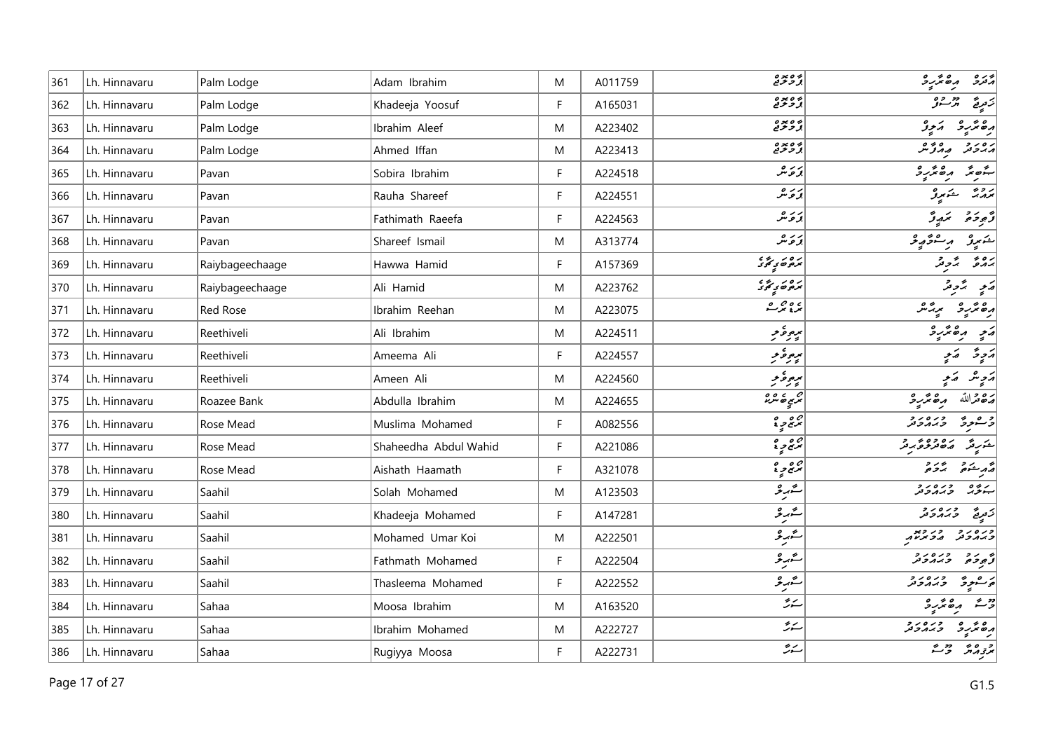| 361 | Lh. Hinnavaru | Palm Lodge | Adam Ibrahim | M | A011759 | ޕާމްލޮޖް | އާދަމް އިބްރާހީމް |
|---|---|---|---|---|---|---|---|
| 362 | Lh. Hinnavaru | Palm Lodge | Khadeeja Yoosuf | F | A165031 | ޕާމްލޮޖް | ޚަދީޖާ ޔޫސުފް |
| 363 | Lh. Hinnavaru | Palm Lodge | Ibrahim Aleef | M | A223402 | ޕާމްލޮޖް | އިބްރާހީމް އަލީފް |
| 364 | Lh. Hinnavaru | Palm Lodge | Ahmed Iffan | M | A223413 | ޕާމްލޮޖް | އަޙްމަދު އިއްފާން |
| 365 | Lh. Hinnavaru | Pavan | Sobira Ibrahim | F | A224518 | ޕަވަން | ޞާބިރާ އިބްރާހީމް |
| 366 | Lh. Hinnavaru | Pavan | Rauha Shareef | F | A224551 | ޕަވަން | ރައުހާ ޝަރީފް |
| 367 | Lh. Hinnavaru | Pavan | Fathimath Raeefa | F | A224563 | ޕަވަން | ފާތިމަތު ރައީފާ |
| 368 | Lh. Hinnavaru | Pavan | Shareef Ismail | M | A313774 | ޕަވަން | ޝަރީފް އިސްމާޢީލް |
| 369 | Lh. Hinnavaru | Raiybageechaage | Hawwa Hamid | F | A157369 | ރައްބަގީޗާގެ | ހައްވާ ހާމިދު |
| 370 | Lh. Hinnavaru | Raiybageechaage | Ali Hamid | M | A223762 | ރައްބަގީޗާގެ | އަލި ހާމިދު |
| 371 | Lh. Hinnavaru | Red Rose | Ibrahim Reehan | M | A223075 | ރެޑްރޯސް | އިބްރާހީމް ރީހާން |
| 372 | Lh. Hinnavaru | Reethiveli | Ali Ibrahim | M | A224511 | ރީތިވެލި | އަލި އިބްރާހީމް |
| 373 | Lh. Hinnavaru | Reethiveli | Ameema Ali | F | A224557 | ރީތިވެލި | އަމީމާ އަލި |
| 374 | Lh. Hinnavaru | Reethiveli | Ameen Ali | M | A224560 | ރީތިވެލި | އަމީން އަލި |
| 375 | Lh. Hinnavaru | Roazee Bank | Abdulla Ibrahim | M | A224655 | ރޯޒީބޭންކް | އަބްދުﷲ އިބްރާހީމް |
| 376 | Lh. Hinnavaru | Rose Mead | Muslima Mohamed | F | A082556 | ރޯޒްމީޑް | މުސްލިމާ މުޙައްމަދު |
| 377 | Lh. Hinnavaru | Rose Mead | Shaheedha Abdul Wahid | F | A221086 | ރޯޒްމީޑް | ޝަހީދާ އަބްދުލްވާހިދު |
| 378 | Lh. Hinnavaru | Rose Mead | Aishath Haamath | F | A321078 | ރޯޒްމީޑް | އާއިޝަތު ހާމަތު |
| 379 | Lh. Hinnavaru | Saahil | Solah Mohamed | M | A123503 | ސާހިލް | ޞަލާޙް މުޙައްމަދު |
| 380 | Lh. Hinnavaru | Saahil | Khadeeja Mohamed | F | A147281 | ސާހިލް | ޚަދީޖާ މުޙައްމަދު |
| 381 | Lh. Hinnavaru | Saahil | Mohamed Umar Koi | M | A222501 | ސާހިލް | މުޙައްމަދު އުމަރުކޮއި |
| 382 | Lh. Hinnavaru | Saahil | Fathmath Mohamed | F | A222504 | ސާހިލް | ފާތުމަތު މުޙައްމަދު |
| 383 | Lh. Hinnavaru | Saahil | Thasleema Mohamed | F | A222552 | ސާހިލް | ތަސްލީމާ މުޙައްމަދު |
| 384 | Lh. Hinnavaru | Sahaa | Moosa Ibrahim | M | A163520 | ސަހާ | މޫސާ އިބްރާހީމް |
| 385 | Lh. Hinnavaru | Sahaa | Ibrahim Mohamed | M | A222727 | ސަހާ | އިބްރާހީމް މުޙައްމަދު |
| 386 | Lh. Hinnavaru | Sahaa | Rugiyya Moosa | F | A222731 | ސަހާ | ރުޤިއްޔާ މޫސާ |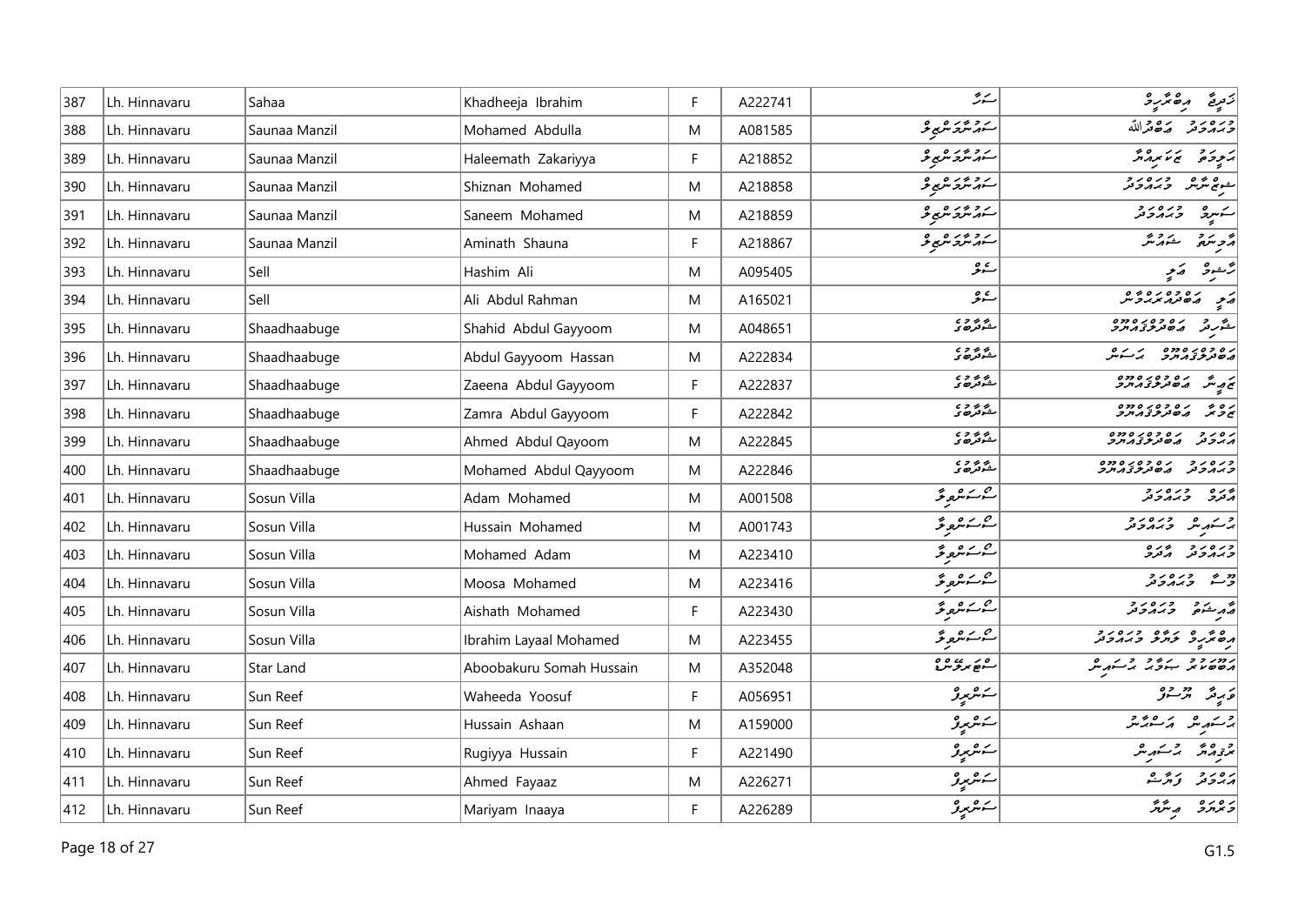| 387 | Lh. Hinnavaru | Sahaa | Khadheeja Ibrahim | F | A222741 | ސަހާ | ޚަދީޖާ އިބްރާހީމް |
|---|---|---|---|---|---|---|---|
| 388 | Lh. Hinnavaru | Saunaa Manzil | Mohamed Abdulla | M | A081585 | ސައުނާމަންޒިލް | މުޙައްމަދު އަބްދުﷲ |
| 389 | Lh. Hinnavaru | Saunaa Manzil | Haleemath Zakariyya | F | A218852 | ސައުނާމަންޒިލް | ހަލީމަތު ޒަކަރިއްޔާ |
| 390 | Lh. Hinnavaru | Saunaa Manzil | Shiznan Mohamed | M | A218858 | ސައުނާމަންޒިލް | ޝިޒްނާން މުޙައްމަދު |
| 391 | Lh. Hinnavaru | Saunaa Manzil | Saneem Mohamed | M | A218859 | ސައުނާމަންޒިލް | ސަނީމް މުޙައްމަދު |
| 392 | Lh. Hinnavaru | Saunaa Manzil | Aminath Shauna | F | A218867 | ސައުނާމަންޒިލް | އާމިނަތު ޝައުނާ |
| 393 | Lh. Hinnavaru | Sell | Hashim Ali | M | A095405 | ސެލް | ހާޝިމް އަލީ |
| 394 | Lh. Hinnavaru | Sell | Ali Abdul Rahman | M | A165021 | ސެލް | އަލީ އަބްދުއްރަޙްމާން |
| 395 | Lh. Hinnavaru | Shaadhaabuge | Shahid Abdul Gayyoom | M | A048651 | ޝާދާބުގެ | ޝާހިދު އަބްދުލްގައްޔޫމް |
| 396 | Lh. Hinnavaru | Shaadhaabuge | Abdul Gayyoom Hassan | M | A222834 | ޝާދާބުގެ | އަބްދުލްގައްޔޫމް ހަސަން |
| 397 | Lh. Hinnavaru | Shaadhaabuge | Zaeena Abdul Gayyoom | F | A222837 | ޝާދާބުގެ | ޒައީނާ އަބްދުލްގައްޔޫމް |
| 398 | Lh. Hinnavaru | Shaadhaabuge | Zamra Abdul Gayyoom | F | A222842 | ޝާދާބުގެ | ޒަމްރާ އަބްދުލްގައްޔޫމް |
| 399 | Lh. Hinnavaru | Shaadhaabuge | Ahmed Abdul Qayoom | M | A222845 | ޝާދާބުގެ | އަޙްމަދު އަބްދުލްގައްޔޫމް |
| 400 | Lh. Hinnavaru | Shaadhaabuge | Mohamed Abdul Qayyoom | M | A222846 | ޝާދާބުގެ | މުޙައްމަދު އަބްދުލްގައްޔޫމް |
| 401 | Lh. Hinnavaru | Sosun Villa | Adam Mohamed | M | A001508 | ސޯސަންވިލާ | އާދަމް މުޙައްމަދު |
| 402 | Lh. Hinnavaru | Sosun Villa | Hussain Mohamed | M | A001743 | ސޯސަންވިލާ | ހުސައިން މުޙައްމަދު |
| 403 | Lh. Hinnavaru | Sosun Villa | Mohamed Adam | M | A223410 | ސޯސަންވިލާ | މުޙައްމަދު އާދަމް |
| 404 | Lh. Hinnavaru | Sosun Villa | Moosa Mohamed | M | A223416 | ސޯސަންވިލާ | މޫސާ މުޙައްމަދު |
| 405 | Lh. Hinnavaru | Sosun Villa | Aishath Mohamed | F | A223430 | ސޯސަންވިލާ | އާއިޝަތު މުޙައްމަދު |
| 406 | Lh. Hinnavaru | Sosun Villa | Ibrahim Layaal Mohamed | M | A223455 | ސޯސަންވިލާ | އިބްރާހީމް ލަޔާލް މުޙައްމަދު |
| 407 | Lh. Hinnavaru | Star Land | Aboobakuru Somah Hussain | M | A352048 | ސްޓާރލޭންޑް | އަބޫބަކުރު ސޮމާހް ހުސައިން |
| 408 | Lh. Hinnavaru | Sun Reef | Waheeda Yoosuf | F | A056951 | ސަންރީފް | ވަހީދާ ޔޫސުފް |
| 409 | Lh. Hinnavaru | Sun Reef | Hussain Ashaan | M | A159000 | ސަންރީފް | ހުސައިން އަޝާން |
| 410 | Lh. Hinnavaru | Sun Reef | Rugiyya Hussain | F | A221490 | ސަންރީފް | ރުގިއްޔާ ހުސައިން |
| 411 | Lh. Hinnavaru | Sun Reef | Ahmed Fayaaz | M | A226271 | ސަންރީފް | އަޙްމަދު ފަޔާޒް |
| 412 | Lh. Hinnavaru | Sun Reef | Mariyam Inaaya | F | A226289 | ސަންރީފް | މަރިޔަމް އިނާޔާ |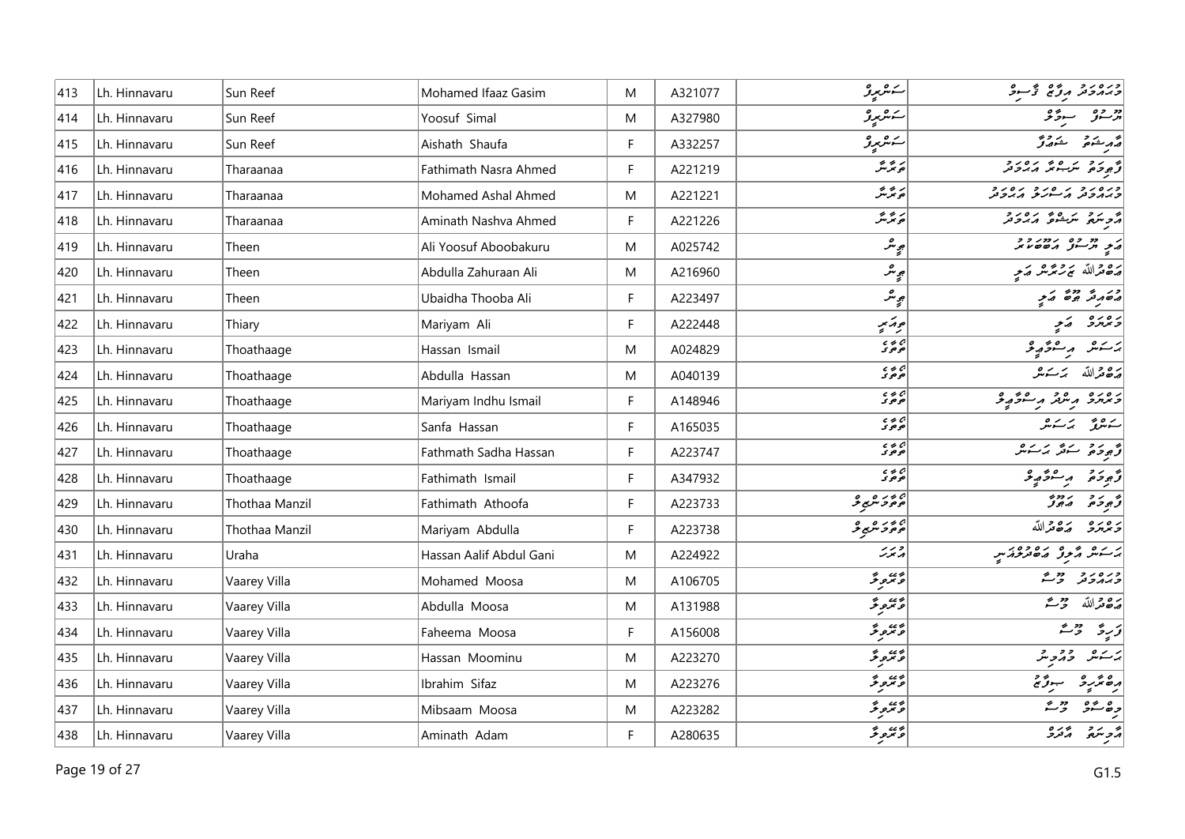| 413 | Lh. Hinnavaru | Sun Reef | Mohamed Ifaaz Gasim | M | A321077 | سَرَسْرِوْ | ދިރާސާ ރިވުޖ ވާސިޑ |
|---|---|---|---|---|---|---|---|
| 414 | Lh. Hinnavaru | Sun Reef | Yoosuf Simal | M | A327980 | سَرَسْرِوْ | ޔޫސުފް ސިމާލް |
| 415 | Lh. Hinnavaru | Sun Reef | Aishath Shaufa | F | A332257 | سَرَسْرِوْ | އައިޝަތު ޝައުފާ |
| 416 | Lh. Hinnavaru | Tharaanaa | Fathimath Nasra Ahmed | F | A221219 | ތަރާނާ | ފާތިމަތު ނަސްރާ އަހުމަދު |
| 417 | Lh. Hinnavaru | Tharaanaa | Mohamed Ashal Ahmed | M | A221221 | ތަރާނާ | މުހައްމަދު އަޝްހަލް އަހުމަދު |
| 418 | Lh. Hinnavaru | Tharaanaa | Aminath Nashva Ahmed | F | A221226 | ތަރާނާ | އާމިނަތު ނަޝްވާ އަހުމަދު |
| 419 | Lh. Hinnavaru | Theen | Ali Yoosuf Aboobakuru | M | A025742 | ތީން | އަލި ޔޫސުފް އަބޫބަކުރު |
| 420 | Lh. Hinnavaru | Theen | Abdulla Zahuraan Ali | M | A216960 | ތީން | އަބްދުﷲ ޒަހުރާން އަލި |
| 421 | Lh. Hinnavaru | Theen | Ubaidha Thooba Ali | F | A223497 | ތީން | އުބައިދާ ތޫބާ އަލި |
| 422 | Lh. Hinnavaru | Thiary | Mariyam Ali | F | A222448 | ތިއަރީ | މަރިޔަމް އަލި |
| 423 | Lh. Hinnavaru | Thoathaage | Hassan Ismail | M | A024829 | ތޯތާގެ | ހަސަން އިސްމާޢީލް |
| 424 | Lh. Hinnavaru | Thoathaage | Abdulla Hassan | M | A040139 | ތޯތާގެ | އަބްދުﷲ ހަސަން |
| 425 | Lh. Hinnavaru | Thoathaage | Mariyam Indhu Ismail | F | A148946 | ތޯތާގެ | މަރިޔަމް އިންދު އިސްމާޢީލް |
| 426 | Lh. Hinnavaru | Thoathaage | Sanfa Hassan | F | A165035 | ތޯތާގެ | ސަންފާ ހަސަން |
| 427 | Lh. Hinnavaru | Thoathaage | Fathmath Sadha Hassan | F | A223747 | ތޯތާގެ | ފާތިމަތު ސަދާ ހަސަން |
| 428 | Lh. Hinnavaru | Thoathaage | Fathimath Ismail | F | A347932 | ތޯތާގެ | ފާތިމަތު އިސްމާޢީލް |
| 429 | Lh. Hinnavaru | Thothaa Manzil | Fathimath Athoofa | F | A223733 | ތޯތާމަންޒިލް | ފާތިމަތު އަތޫފާ |
| 430 | Lh. Hinnavaru | Thothaa Manzil | Mariyam Abdulla | F | A223738 | ތޯތާމަންޒިލް | މަރިޔަމް އަބްދުﷲ |
| 431 | Lh. Hinnavaru | Uraha | Hassan Aalif Abdul Gani | M | A224922 | އުރަހަ | ހަސަން އާލިފް އަބްދުލްޣަނީ |
| 432 | Lh. Hinnavaru | Vaarey Villa | Mohamed Moosa | M | A106705 | ވާރޭވިލާ | މުހައްމަދު މޫސާ |
| 433 | Lh. Hinnavaru | Vaarey Villa | Abdulla Moosa | M | A131988 | ވާރޭވިލާ | އަބްދުﷲ މޫސާ |
| 434 | Lh. Hinnavaru | Vaarey Villa | Faheema Moosa | F | A156008 | ވާރޭވިލާ | ފަހީމާ މޫސާ |
| 435 | Lh. Hinnavaru | Vaarey Villa | Hassan Moominu | M | A223270 | ވާރޭވިލާ | ހަސަން މޫމިނު |
| 436 | Lh. Hinnavaru | Vaarey Villa | Ibrahim Sifaz | M | A223276 | ވާރޭވިލާ | އިބްރާހިމް ސިފާޒް |
| 437 | Lh. Hinnavaru | Vaarey Villa | Mibsaam Moosa | M | A223282 | ވާރޭވިލާ | މިބްސާމް މޫސާ |
| 438 | Lh. Hinnavaru | Vaarey Villa | Aminath Adam | F | A280635 | ވާރޭވިލާ | އާމިނަތު އާދަމް |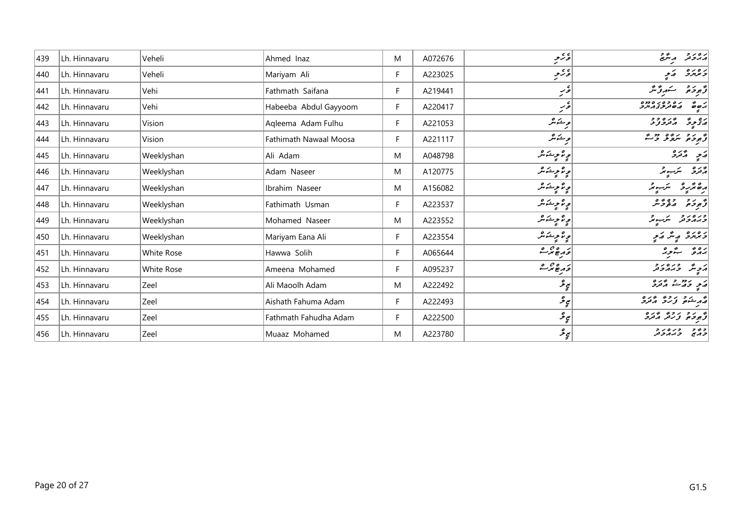| 439 | Lh. Hinnavaru | Veheli | Ahmed Inaz | M | A072676 | ވެހެލި | އަޙްމަދު އިނާޒް |
|---|---|---|---|---|---|---|---|
| 440 | Lh. Hinnavaru | Veheli | Mariyam Ali | F | A223025 | ވެހެލި | މަރިޔަމް ޢަލީ |
| 441 | Lh. Hinnavaru | Vehi | Fathmath Saifana | F | A219441 | ވެހި | ފާތިމަތު ސައިފާނާ |
| 442 | Lh. Hinnavaru | Vehi | Habeeba Abdul Gayyoom | F | A220417 | ވެހި | ހަބީބާ ޢަބްދުލްޤައްޔޫމް |
| 443 | Lh. Hinnavaru | Vision | Aqleema Adam Fulhu | F | A221053 | ވިޝަން | އަޤްލީމާ އާދަމްފުޅު |
| 444 | Lh. Hinnavaru | Vision | Fathimath Nawaal Moosa | F | A221117 | ވިޝަން | ފާތިމަތު ނަވާލް މޫސާ |
| 445 | Lh. Hinnavaru | Weeklyshan | Ali Adam | M | A048798 | ވީކްލީޝަން | ޢަލީ އާދަމް |
| 446 | Lh. Hinnavaru | Weeklyshan | Adam Naseer | M | A120775 | ވީކްލީޝަން | އާދަމް ނަސީރު |
| 447 | Lh. Hinnavaru | Weeklyshan | Ibrahim Naseer | M | A156082 | ވީކްލީޝަން | އިބްރާހީމް ނަސީރު |
| 448 | Lh. Hinnavaru | Weeklyshan | Fathimath Usman | F | A223537 | ވީކްލީޝަން | ފާތިމަތު ޢުސްމާން |
| 449 | Lh. Hinnavaru | Weeklyshan | Mohamed Naseer | M | A223552 | ވީކްލީޝަން | މުޙައްމަދު ނަސީރު |
| 450 | Lh. Hinnavaru | Weeklyshan | Mariyam Eana Ali | F | A223554 | ވީކްލީޝަން | މަރިޔަމް އީނާ ޢަލީ |
| 451 | Lh. Hinnavaru | White Rose | Hawwa Solih | F | A065644 | ވައިޓްރޯސް | ހައްވާ ޞާލިޙް |
| 452 | Lh. Hinnavaru | White Rose | Ameena Mohamed | F | A095237 | ވައިޓްރޯސް | އަމީނާ މުޙައްމަދު |
| 453 | Lh. Hinnavaru | Zeel | Ali Maoolh Adam | M | A222492 | ޒީލް | ޢަލީ މައޫޟު އާދަމް |
| 454 | Lh. Hinnavaru | Zeel | Aishath Fahuma Adam | F | A222493 | ޒީލް | ޢާއިޝަތު ފަހުމާ އާދަމް |
| 455 | Lh. Hinnavaru | Zeel | Fathmath Fahudha Adam | F | A222500 | ޒީލް | ފާތިމަތު ފަހުދާ އާދަމް |
| 456 | Lh. Hinnavaru | Zeel | Muaaz Mohamed | M | A223780 | ޒީލް | މުޢާޛު މުޙައްމަދު |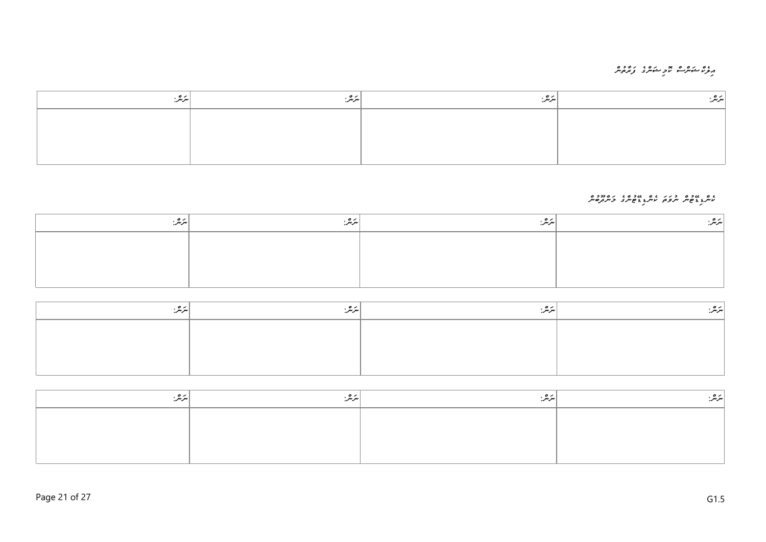# އިޤްރާރުތަކުގެ ވަޒަން

| ނަން: | ނަން: | ނަން: | ނަން: |
|---|---|---|---|
| | | | |

# ކުރީގެ ތަފުސީލު ވަކިން ދައްކަން ކޮންމެ ނަމެއް

| ނަން: | ނަން: | ނަން: | ނަން: |
|---|---|---|---|
| | | | |

| ނަން: | ނަން: | ނަން: | ނަން: |
|---|---|---|---|
| | | | |

| ނަން: | ނަން: | ނަން: | ނަން: |
|---|---|---|---|
| | | | |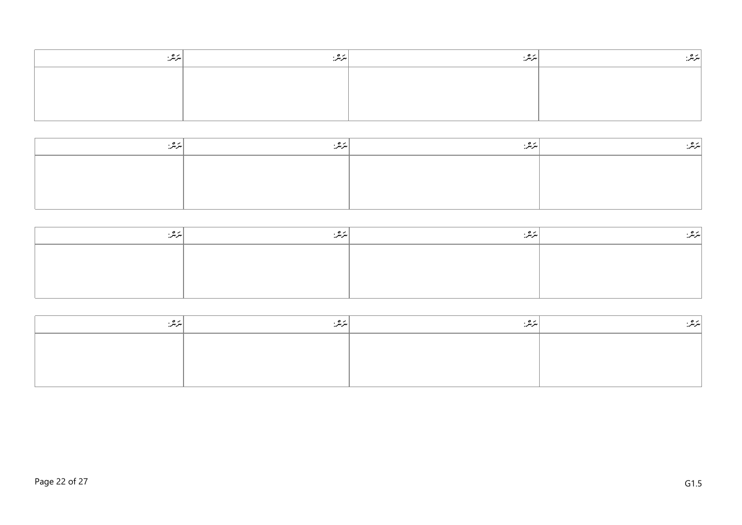| ނަރެށް: | ނަރެށް: | ނަރެށް: | ނަރެށް: |
| --- | --- | --- | --- |
| | | | |

| ނަރެށް: | ނަރެށް: | ނަރެށް: | ނަރެށް: |
| --- | --- | --- | --- |
| | | | |

| ނަރެށް: | ނަރެށް: | ނަރެށް: | ނަރެށް: |
| --- | --- | --- | --- |
| | | | |

| ނަރެށް: | ނަރެށް: | ނަރެށް: | ނަރެށް: |
| --- | --- | --- | --- |
| | | | |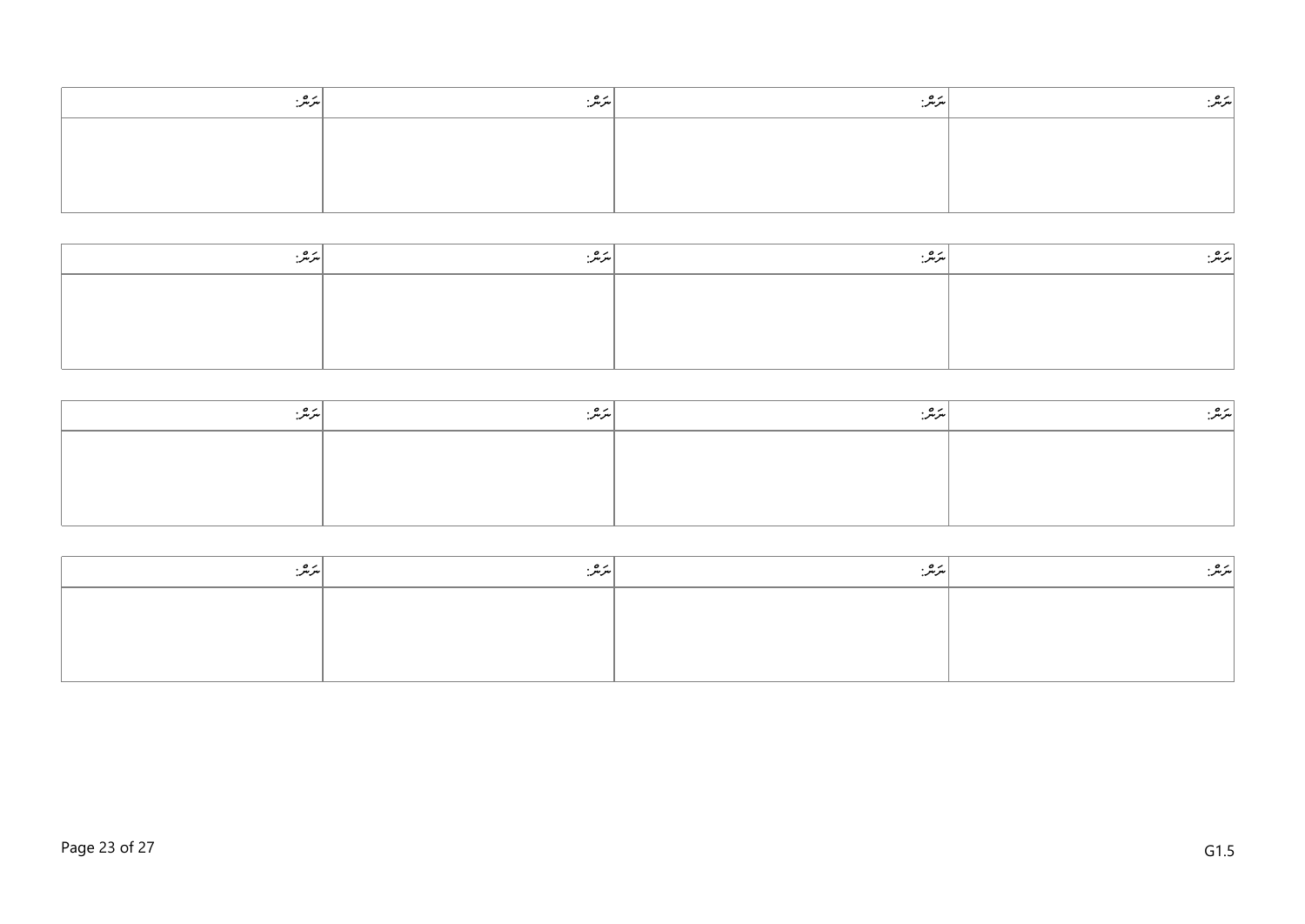| ނަންބަރު: | ނަންބަރު: | ނަންބަރު: | ނަންބަރު: |
|---|---|---|---|
| | | | |

| ނަންބަރު: | ނަންބަރު: | ނަންބަރު: | ނަންބަރު: |
|---|---|---|---|
| | | | |

| ނަންބަރު: | ނަންބަރު: | ނަންބަރު: | ނަންބަރު: |
|---|---|---|---|
| | | | |

| ނަންބަރު: | ނަންބަރު: | ނަންބަރު: | ނަންބަރު: |
|---|---|---|---|
| | | | |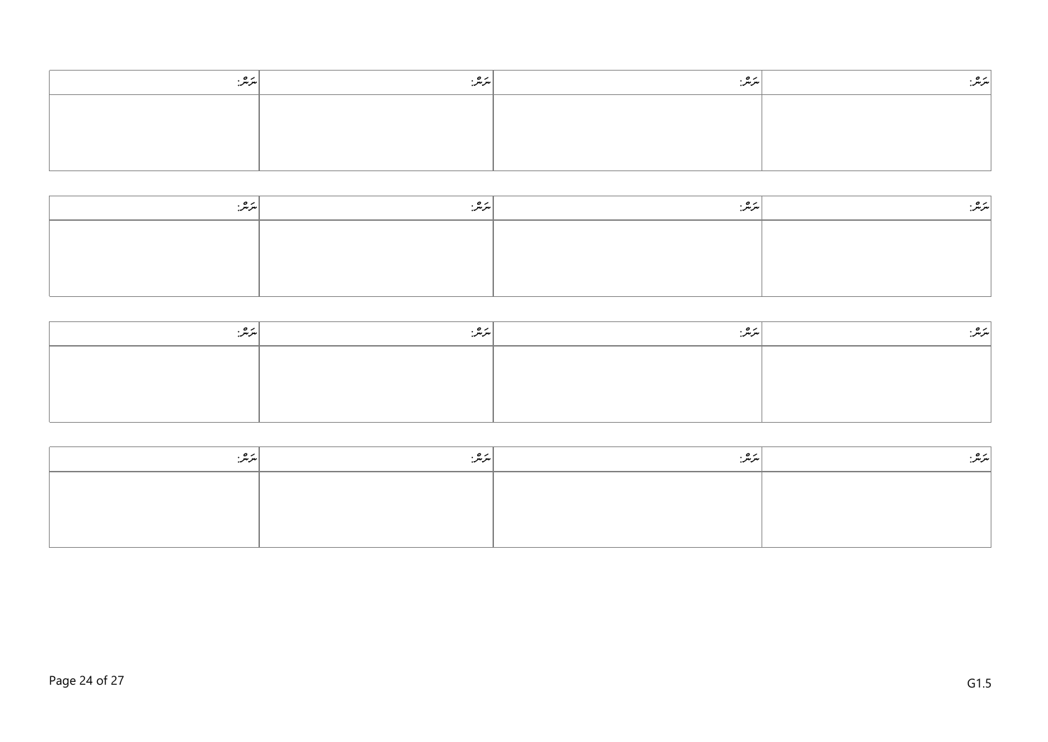| ނަރުދ: | ނަރުދ: | ނަރުދ: | ނަރުދ: |
| --- | --- | --- | --- |
| | | | |

| ނަރުދ: | ނަރުދ: | ނަރުދ: | ނަރުދ: |
| --- | --- | --- | --- |
| | | | |

| ނަރުދ: | ނަރުދ: | ނަރުދ: | ނަރުދ: |
| --- | --- | --- | --- |
| | | | |

| ނަރުދ: | ނަރުދ: | ނަރުދ: | ނަރުދ: |
| --- | --- | --- | --- |
| | | | |

G1.5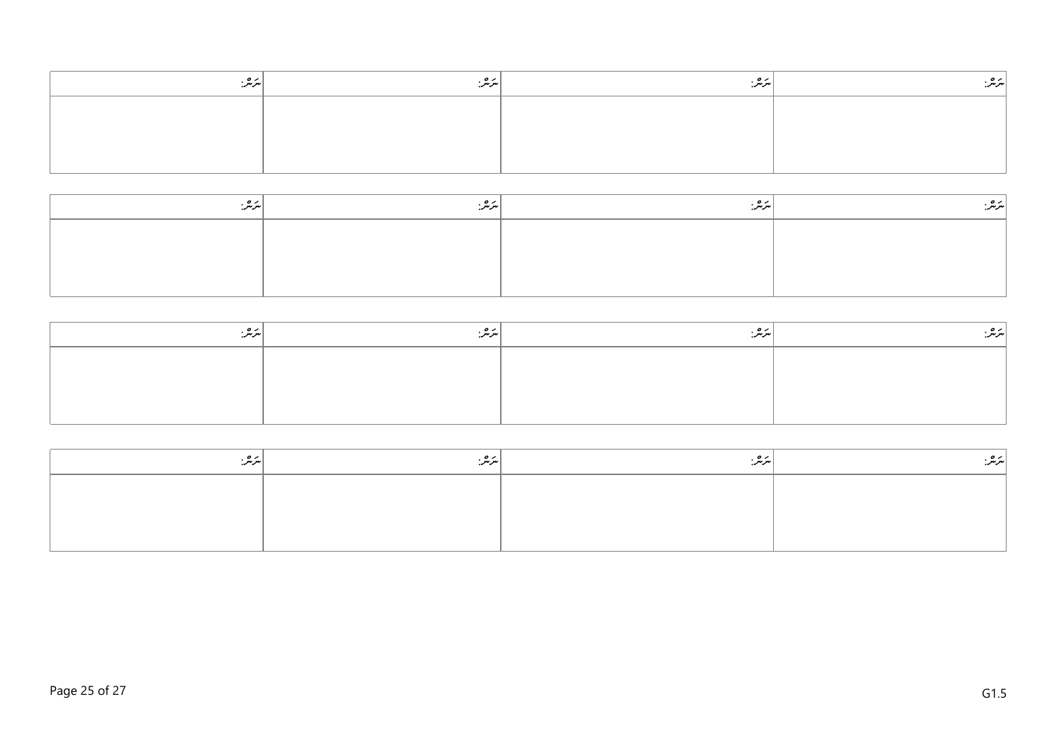| ނަރުދ: | ނަރުދ: | ނަރުދ: | ނަރުދ: |
| --- | --- | --- | --- |
| | | | |

| ނަރުދ: | ނަރުދ: | ނަރުދ: | ނަރުދ: |
| --- | --- | --- | --- |
| | | | |

| ނަރުދ: | ނަރުދ: | ނަރުދ: | ނަރުދ: |
| --- | --- | --- | --- |
| | | | |

| ނަރުދ: | ނަރުދ: | ނަރުދ: | ނަރުދ: |
| --- | --- | --- | --- |
| | | | |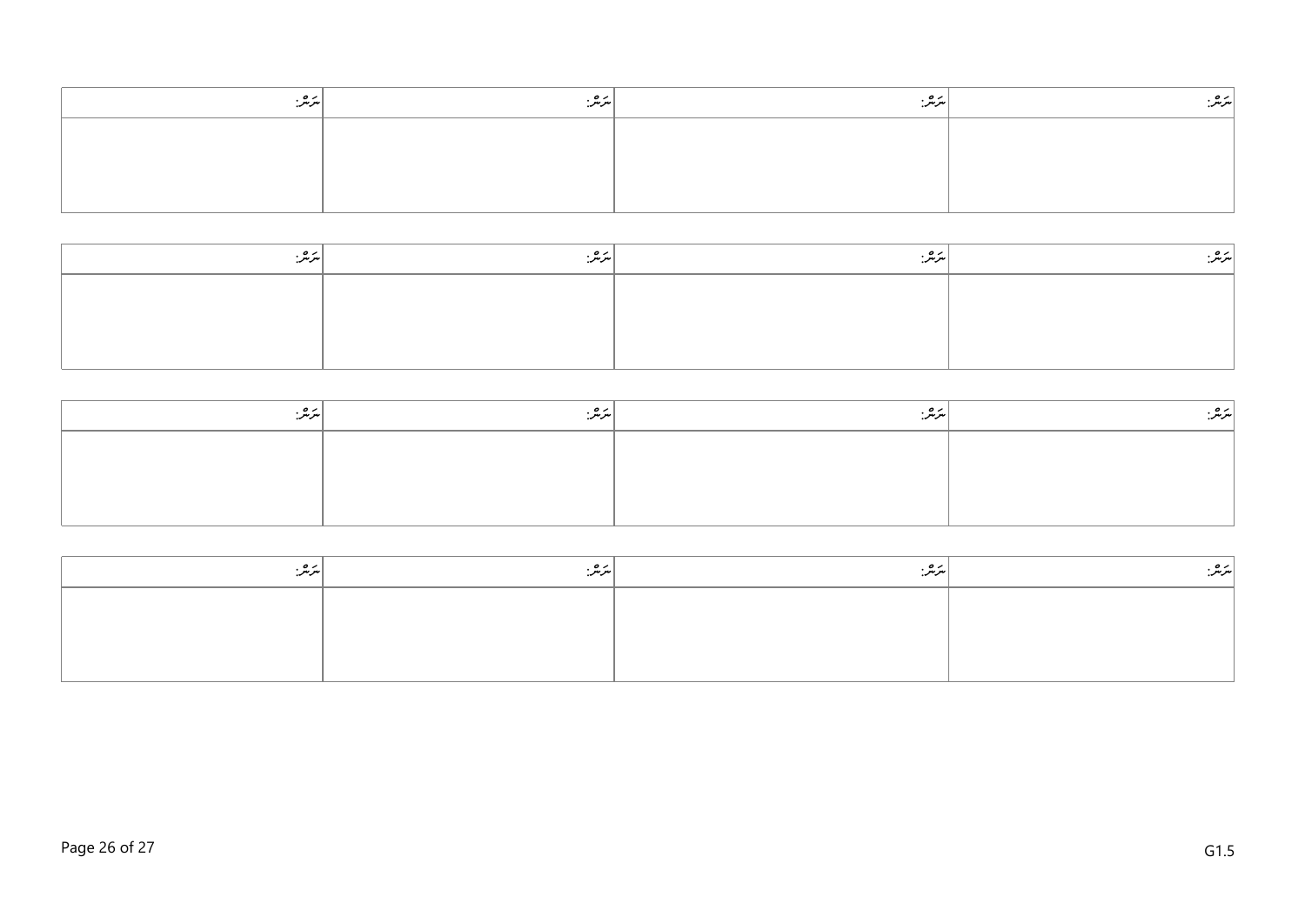| ނަންބަރ: | ނަންބަރ: | ނަންބަރ: | ނަންބަރ: |
| --- | --- | --- | --- |
| | | | |

| ނަންބަރ: | ނަންބަރ: | ނަންބަރ: | ނަންބަރ: |
| --- | --- | --- | --- |
| | | | |

| ނަންބަރ: | ނަންބަރ: | ނަންބަރ: | ނަންބަރ: |
| --- | --- | --- | --- |
| | | | |

| ނަންބަރ: | ނަންބަރ: | ނަންބަރ: | ނަންބަރ: |
| --- | --- | --- | --- |
| | | | |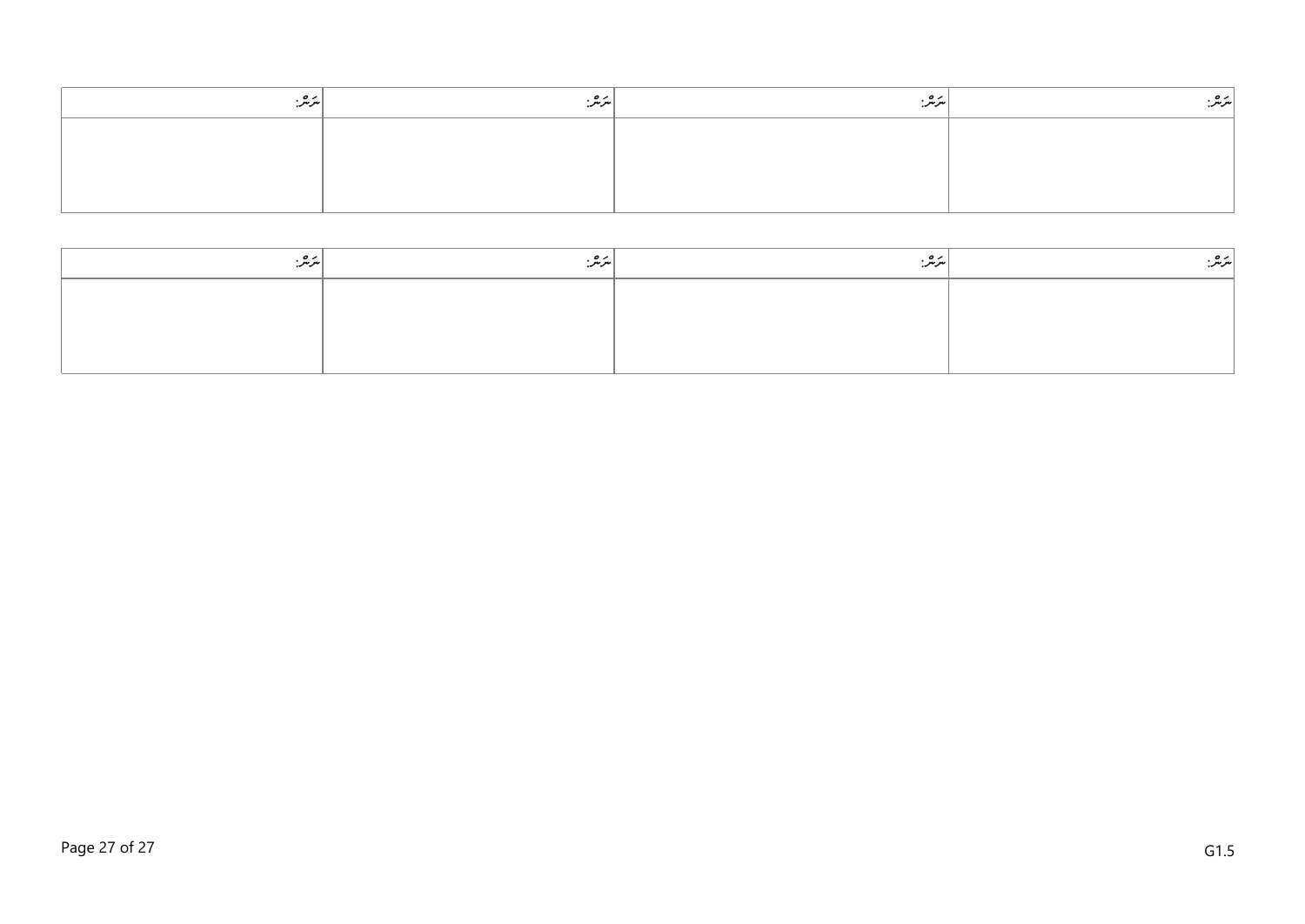| ނަންބަރު: | ނަންބަރު: | ނަންބަރު: | ނަންބަރު: |
| --- | --- | --- | --- |
| | | | |

| ނަންބަރު: | ނަންބަރު: | ނަންބަރު: | ނަންބަރު: |
| --- | --- | --- | --- |
| | | | |